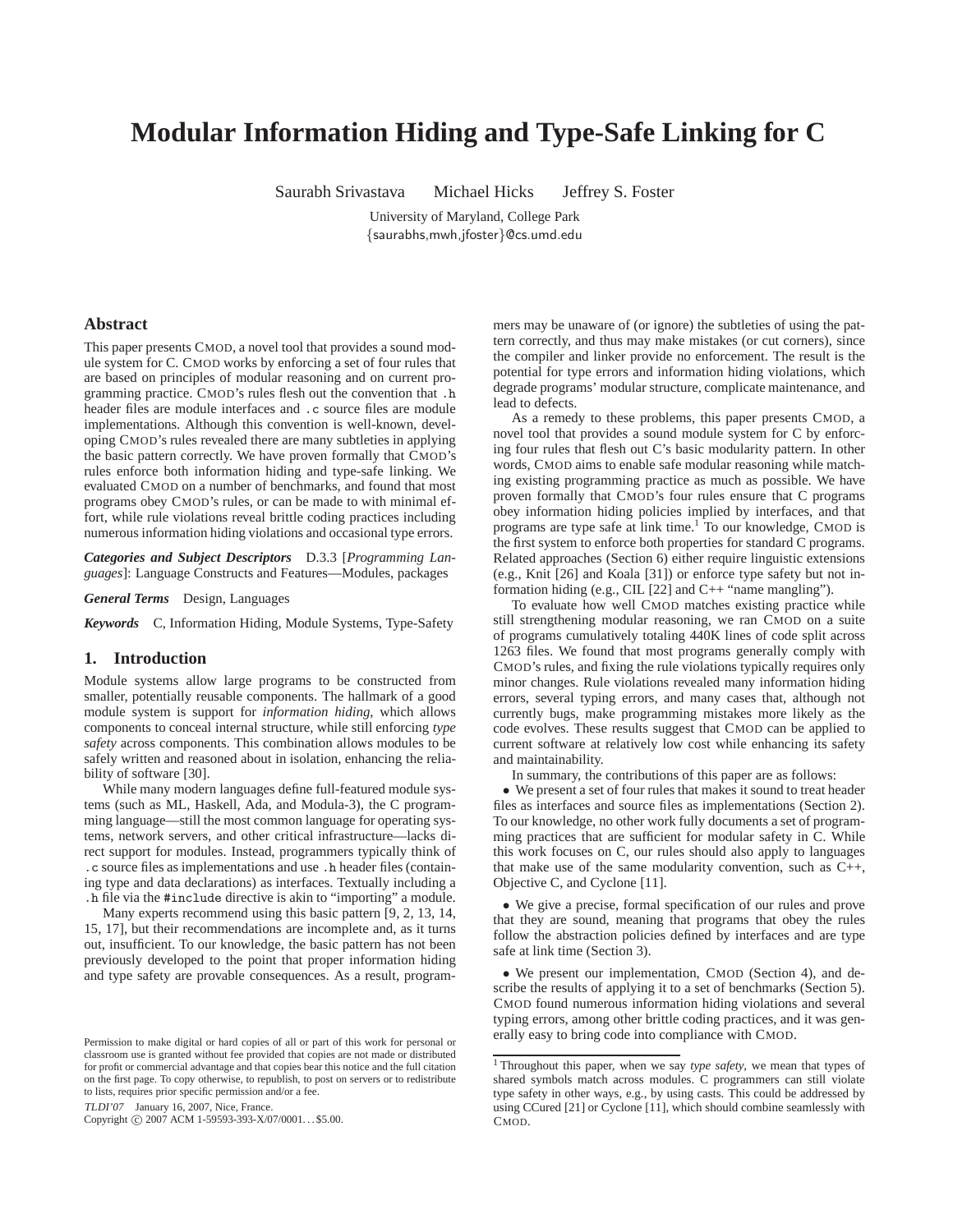# Modular Information Hiding and Type-Safe Linking for C

Saurabh Srivastava    Michael Hicks    Jeffrey S. Foster

University of Maryland, College Park
{saurabhs,mwh,jfoster}@cs.umd.edu

## Abstract

This paper presents CMOD, a novel tool that provides a sound module system for C. CMOD works by enforcing a set of four rules that are based on principles of modular reasoning and on current programming practice. CMOD's rules flesh out the convention that `.h` header files are module interfaces and `.c` source files are module implementations. Although this convention is well-known, developing CMOD's rules revealed there are many subtleties in applying the basic pattern correctly. We have proven formally that CMOD's rules enforce both information hiding and type-safe linking. We evaluated CMOD on a number of benchmarks, and found that most programs obey CMOD's rules, or can be made to with minimal effort, while rule violations reveal brittle coding practices including numerous information hiding violations and occasional type errors.

***Categories and Subject Descriptors*** D.3.3 [*Programming Languages*]: Language Constructs and Features—Modules, packages

***General Terms*** Design, Languages

***Keywords*** C, Information Hiding, Module Systems, Type-Safety

## 1. Introduction

Module systems allow large programs to be constructed from smaller, potentially reusable components. The hallmark of a good module system is support for *information hiding*, which allows components to conceal internal structure, while still enforcing *type safety* across components. This combination allows modules to be safely written and reasoned about in isolation, enhancing the reliability of software [30].

While many modern languages define full-featured module systems (such as ML, Haskell, Ada, and Modula-3), the C programming language—still the most common language for operating systems, network servers, and other critical infrastructure—lacks direct support for modules. Instead, programmers typically think of `.c` source files as implementations and use `.h` header files (containing type and data declarations) as interfaces. Textually including a `.h` file via the `#include` directive is akin to "importing" a module.

Many experts recommend using this basic pattern [9, 2, 13, 14, 15, 17], but their recommendations are incomplete and, as it turns out, insufficient. To our knowledge, the basic pattern has not been previously developed to the point that proper information hiding and type safety are provable consequences. As a result, programmers may be unaware of (or ignore) the subtleties of using the pattern correctly, and thus may make mistakes (or cut corners), since the compiler and linker provide no enforcement. The result is the potential for type errors and information hiding violations, which degrade programs' modular structure, complicate maintenance, and lead to defects.

As a remedy to these problems, this paper presents CMOD, a novel tool that provides a sound module system for C by enforcing four rules that flesh out C's basic modularity pattern. In other words, CMOD aims to enable safe modular reasoning while matching existing programming practice as much as possible. We have proven formally that CMOD's four rules ensure that C programs obey information hiding policies implied by interfaces, and that programs are type safe at link time.[1] To our knowledge, CMOD is the first system to enforce both properties for standard C programs. Related approaches (Section 6) either require linguistic extensions (e.g., Knit [26] and Koala [31]) or enforce type safety but not information hiding (e.g., CIL [22] and C++ "name mangling").

To evaluate how well CMOD matches existing practice while still strengthening modular reasoning, we ran CMOD on a suite of programs cumulatively totaling 440K lines of code split across 1263 files. We found that most programs generally comply with CMOD's rules, and fixing the rule violations typically requires only minor changes. Rule violations revealed many information hiding errors, several typing errors, and many cases that, although not currently bugs, make programming mistakes more likely as the code evolves. These results suggest that CMOD can be applied to current software at relatively low cost while enhancing its safety and maintainability.

In summary, the contributions of this paper are as follows:

- We present a set of four rules that makes it sound to treat header files as interfaces and source files as implementations (Section 2). To our knowledge, no other work fully documents a set of programming practices that are sufficient for modular safety in C. While this work focuses on C, our rules should also apply to languages that make use of the same modularity convention, such as C++, Objective C, and Cyclone [11].

- We give a precise, formal specification of our rules and prove that they are sound, meaning that programs that obey the rules follow the abstraction policies defined by interfaces and are type safe at link time (Section 3).

- We present our implementation, CMOD (Section 4), and describe the results of applying it to a set of benchmarks (Section 5). CMOD found numerous information hiding violations and several typing errors, among other brittle coding practices, and it was generally easy to bring code into compliance with CMOD.

[1] Throughout this paper, when we say *type safety*, we mean that types of shared symbols match across modules. C programmers can still violate type safety in other ways, e.g., by using casts. This could be addressed by using CCured [21] or Cyclone [11], which should combine seamlessly with CMOD.

Permission to make digital or hard copies of all or part of this work for personal or classroom use is granted without fee provided that copies are not made or distributed for profit or commercial advantage and that copies bear this notice and the full citation on the first page. To copy otherwise, to republish, to post on servers or to redistribute to lists, requires prior specific permission and/or a fee.

*TLDI'07* January 16, 2007, Nice, France.
Copyright © 2007 ACM 1-59593-393-X/07/0001...$5.00.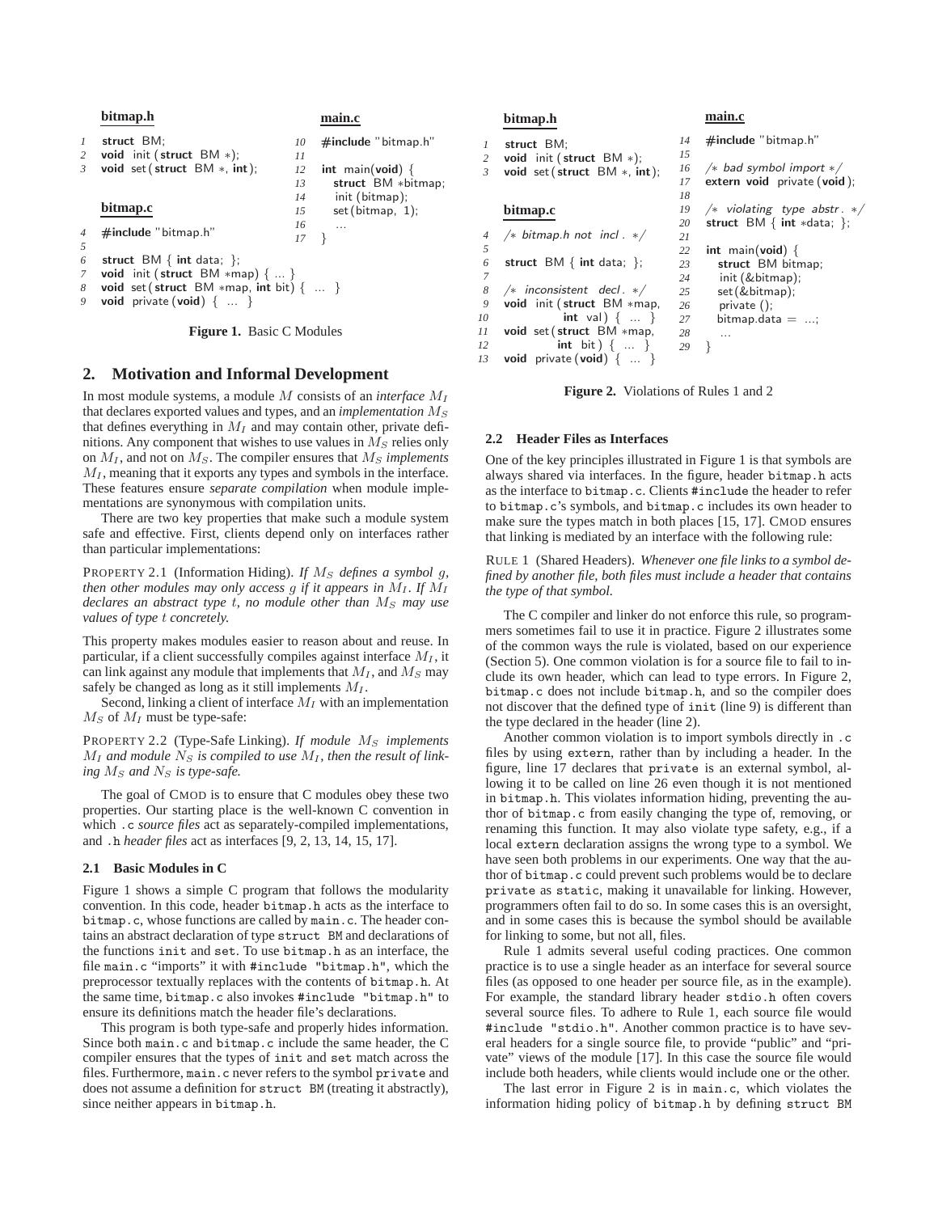**bitmap.h**

```c
1  struct BM;
2  void init (struct BM *);
3  void set (struct BM *, int);
```

**bitmap.c**

```c
4  #include "bitmap.h"
5
6  struct BM { int data; };
7  void init (struct BM *map) { ... }
8  void set (struct BM *map, int bit) { ... }
9  void private (void) { ... }
```

**main.c**

```c
10 #include "bitmap.h"
11
12 int main(void) {
13   struct BM *bitmap;
14   init (bitmap);
15   set (bitmap, 1);
16   ...
17 }
```

**Figure 1.** Basic C Modules

## 2. Motivation and Informal Development

In most module systems, a module $M$ consists of an *interface* $M_I$ that declares exported values and types, and an *implementation* $M_S$ that defines everything in $M_I$ and may contain other, private definitions. Any component that wishes to use values in $M_S$ relies only on $M_I$, and not on $M_S$. The compiler ensures that $M_S$ *implements* $M_I$, meaning that it exports any types and symbols in the interface. These features ensure *separate compilation* when module implementations are synonymous with compilation units.

There are two key properties that make such a module system safe and effective. First, clients depend only on interfaces rather than particular implementations:

PROPERTY 2.1 (Information Hiding). *If $M_S$ defines a symbol $g$, then other modules may only access $g$ if it appears in $M_I$. If $M_I$ declares an abstract type $t$, no module other than $M_S$ may use values of type $t$ concretely.*

This property makes modules easier to reason about and reuse. In particular, if a client successfully compiles against interface $M_I$, it can link against any module that implements that $M_I$, and $M_S$ may safely be changed as long as it still implements $M_I$.

Second, linking a client of interface $M_I$ with an implementation $M_S$ of $M_I$ must be type-safe:

PROPERTY 2.2 (Type-Safe Linking). *If module $M_S$ implements $M_I$ and module $N_S$ is compiled to use $M_I$, then the result of linking $M_S$ and $N_S$ is type-safe.*

The goal of CMOD is to ensure that C modules obey these two properties. Our starting place is the well-known C convention in which .c *source files* act as separately-compiled implementations, and .h *header files* act as interfaces [9, 2, 13, 14, 15, 17].

### 2.1 Basic Modules in C

Figure 1 shows a simple C program that follows the modularity convention. In this code, header `bitmap.h` acts as the interface to `bitmap.c`, whose functions are called by `main.c`. The header contains an abstract declaration of type `struct BM` and declarations of the functions `init` and `set`. To use `bitmap.h` as an interface, the file `main.c` "imports" it with `#include "bitmap.h"`, which the preprocessor textually replaces with the contents of `bitmap.h`. At the same time, `bitmap.c` also invokes `#include "bitmap.h"` to ensure its definitions match the header file's declarations.

This program is both type-safe and properly hides information. Since both `main.c` and `bitmap.c` include the same header, the C compiler ensures that the types of `init` and `set` match across the files. Furthermore, `main.c` never refers to the symbol `private` and does not assume a definition for `struct BM` (treating it abstractly), since neither appears in `bitmap.h`.

**bitmap.h**

```c
1  struct BM;
2  void init (struct BM *);
3  void set (struct BM *, int);
```

**bitmap.c**

```c
4  /* bitmap.h not incl. */
5
6  struct BM { int data; };
7
8  /* inconsistent decl. */
9  void init (struct BM *map,
10           int val) { ... }
11 void set (struct BM *map,
12          int bit) { ... }
13 void private (void) { ... }
```

**main.c**

```c
14 #include "bitmap.h"
15
16 /* bad symbol import */
17 extern void private (void);
18
19 /* violating type abstr. */
20 struct BM { int *data; };
21
22 int main(void) {
23   struct BM bitmap;
24   init (&bitmap);
25   set (&bitmap);
26   private ();
27   bitmap.data = ...;
28   ...
29 }
```

**Figure 2.** Violations of Rules 1 and 2

### 2.2 Header Files as Interfaces

One of the key principles illustrated in Figure 1 is that symbols are always shared via interfaces. In the figure, header `bitmap.h` acts as the interface to `bitmap.c`. Clients `#include` the header to refer to `bitmap.c`'s symbols, and `bitmap.c` includes its own header to make sure the types match in both places [15, 17]. CMOD ensures that linking is mediated by an interface with the following rule:

RULE 1 (Shared Headers). *Whenever one file links to a symbol defined by another file, both files must include a header that contains the type of that symbol.*

The C compiler and linker do not enforce this rule, so programmers sometimes fail to use it in practice. Figure 2 illustrates some of the common ways the rule is violated, based on our experience (Section 5). One common violation is for a source file to fail to include its own header, which can lead to type errors. In Figure 2, `bitmap.c` does not include `bitmap.h`, and so the compiler does not discover that the defined type of `init` (line 9) is different than the type declared in the header (line 2).

Another common violation is to import symbols directly in `.c` files by using `extern`, rather than by including a header. In the figure, line 17 declares that `private` is an external symbol, allowing it to be called on line 26 even though it is not mentioned in `bitmap.h`. This violates information hiding, preventing the author of `bitmap.c` from easily changing the type of, removing, or renaming this function. It may also violate type safety, e.g., if a local `extern` declaration assigns the wrong type to a symbol. We have seen both problems in our experiments. One way that the author of `bitmap.c` could prevent such problems would be to declare `private` as `static`, making it unavailable for linking. However, programmers often fail to do so. In some cases this is an oversight, and in some cases this is because the symbol should be available for linking to some, but not all, files.

Rule 1 admits several useful coding practices. One common practice is to use a single header as an interface for several source files (as opposed to one header per source file, as in the example). For example, the standard library header `stdio.h` often covers several source files. To adhere to Rule 1, each source file would `#include "stdio.h"`. Another common practice is to have several headers for a single source file, to provide "public" and "private" views of the module [17]. In this case the source file would include both headers, while clients would include one or the other.

The last error in Figure 2 is in `main.c`, which violates the information hiding policy of `bitmap.h` by defining `struct BM`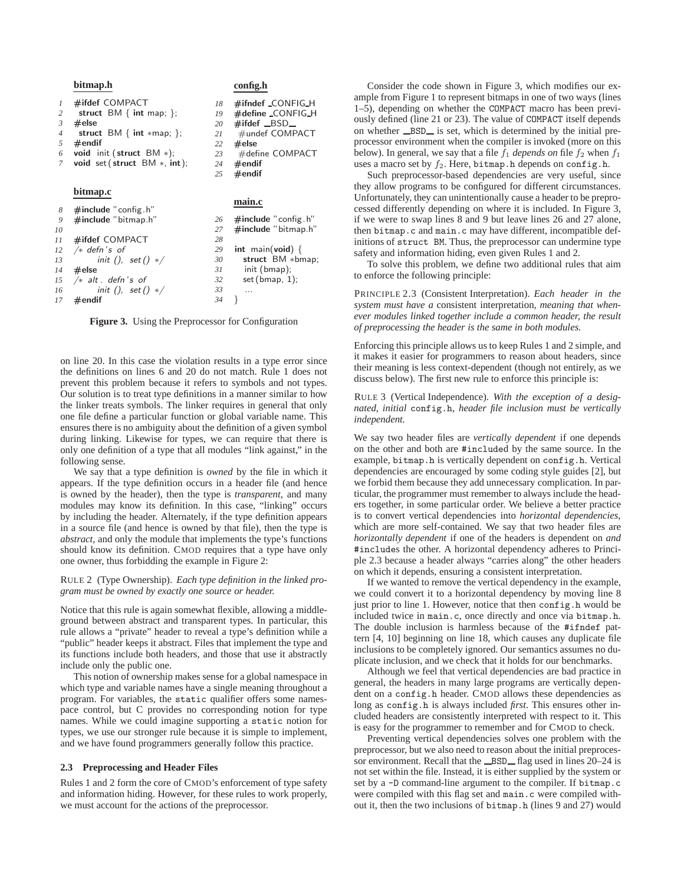**bitmap.h**

```
1  #ifdef COMPACT
2    struct BM { int map; };
3  #else
4    struct BM { int *map; };
5  #endif
6  void init (struct BM *);
7  void set (struct BM *, int);
```

**config.h**

```
18 #ifndef _CONFIG_H
19 #define _CONFIG_H
20 #ifdef __BSD__
21   #undef COMPACT
22 #else
23   #define COMPACT
24 #endif
25 #endif
```

**bitmap.c**

```
8  #include "config.h"
9  #include "bitmap.h"
10
11 #ifdef COMPACT
12 /* defn's of
13       init (), set () */
14 #else
15 /* alt. defn's of
16       init (), set () */
17 #endif
```

**main.c**

```
26 #include "config.h"
27 #include "bitmap.h"
28
29 int main(void) {
30   struct BM *bmap;
31   init (bmap);
32   set (bmap, 1);
33   ...
34 }
```

**Figure 3.** Using the Preprocessor for Configuration

on line 20. In this case the violation results in a type error since the definitions on lines 6 and 20 do not match. Rule 1 does not prevent this problem because it refers to symbols and not types. Our solution is to treat type definitions in a manner similar to how the linker treats symbols. The linker requires in general that only one file define a particular function or global variable name. This ensures there is no ambiguity about the definition of a given symbol during linking. Likewise for types, we can require that there is only one definition of a type that all modules "link against," in the following sense.

We say that a type definition is *owned* by the file in which it appears. If the type definition occurs in a header file (and hence is owned by the header), then the type is *transparent*, and many modules may know its definition. In this case, "linking" occurs by including the header. Alternately, if the type definition appears in a source file (and hence is owned by that file), then the type is *abstract*, and only the module that implements the type's functions should know its definition. CMOD requires that a type have only one owner, thus forbidding the example in Figure 2:

RULE 2 (Type Ownership). *Each type definition in the linked program must be owned by exactly one source or header.*

Notice that this rule is again somewhat flexible, allowing a middle-ground between abstract and transparent types. In particular, this rule allows a "private" header to reveal a type's definition while a "public" header keeps it abstract. Files that implement the type and its functions include both headers, and those that use it abstractly include only the public one.

This notion of ownership makes sense for a global namespace in which type and variable names have a single meaning throughout a program. For variables, the `static` qualifier offers some namespace control, but C provides no corresponding notion for type names. While we could imagine supporting a `static` notion for types, we use our stronger rule because it is simple to implement, and we have found programmers generally follow this practice.

### 2.3 Preprocessing and Header Files

Rules 1 and 2 form the core of CMOD's enforcement of type safety and information hiding. However, for these rules to work properly, we must account for the actions of the preprocessor.

Consider the code shown in Figure 3, which modifies our example from Figure 1 to represent bitmaps in one of two ways (lines 1–5), depending on whether the `COMPACT` macro has been previously defined (line 21 or 23). The value of `COMPACT` itself depends on whether `__BSD__` is set, which is determined by the initial preprocessor environment when the compiler is invoked (more on this below). In general, we say that a file $f_1$ *depends on* file $f_2$ when $f_1$ uses a macro set by $f_2$. Here, `bitmap.h` depends on `config.h`.

Such preprocessor-based dependencies are very useful, since they allow programs to be configured for different circumstances. Unfortunately, they can unintentionally cause a header to be preprocessed differently depending on where it is included. In Figure 3, if we were to swap lines 8 and 9 but leave lines 26 and 27 alone, then `bitmap.c` and `main.c` may have different, incompatible definitions of `struct BM`. Thus, the preprocessor can undermine type safety and information hiding, even given Rules 1 and 2.

To solve this problem, we define two additional rules that aim to enforce the following principle:

PRINCIPLE 2.3 (Consistent Interpretation). *Each header in the system must have a* consistent interpretation*, meaning that whenever modules linked together include a common header, the result of preprocessing the header is the same in both modules.*

Enforcing this principle allows us to keep Rules 1 and 2 simple, and it makes it easier for programmers to reason about headers, since their meaning is less context-dependent (though not entirely, as we discuss below). The first new rule to enforce this principle is:

RULE 3 (Vertical Independence). *With the exception of a designated, initial* `config.h`*, header file inclusion must be vertically independent.*

We say two header files are *vertically dependent* if one depends on the other and both are `#include`d by the same source. In the example, `bitmap.h` is vertically dependent on `config.h`. Vertical dependencies are encouraged by some coding style guides [2], but we forbid them because they add unnecessary complication. In particular, the programmer must remember to always include the headers together, in some particular order. We believe a better practice is to convert vertical dependencies into *horizontal dependencies*, which are more self-contained. We say that two header files are *horizontally dependent* if one of the headers is dependent on *and* `#include`s the other. A horizontal dependency adheres to Principle 2.3 because a header always "carries along" the other headers on which it depends, ensuring a consistent interpretation.

If we wanted to remove the vertical dependency in the example, we could convert it to a horizontal dependency by moving line 8 just prior to line 1. However, notice that then `config.h` would be included twice in `main.c`, once directly and once via `bitmap.h`. The double inclusion is harmless because of the `#ifndef` pattern [4, 10] beginning on line 18, which causes any duplicate file inclusions to be completely ignored. Our semantics assumes no duplicate inclusion, and we check that it holds for our benchmarks.

Although we feel that vertical dependencies are bad practice in general, the headers in many large programs are vertically dependent on a `config.h` header. CMOD allows these dependencies as long as `config.h` is always included *first*. This ensures other included headers are consistently interpreted with respect to it. This is easy for the programmer to remember and for CMOD to check.

Preventing vertical dependencies solves one problem with the preprocessor, but we also need to reason about the initial preprocessor environment. Recall that the `__BSD__` flag used in lines 20–24 is not set within the file. Instead, it is either supplied by the system or set by a `-D` command-line argument to the compiler. If `bitmap.c` were compiled with this flag set and `main.c` were compiled without it, then the two inclusions of `bitmap.h` (lines 9 and 27) would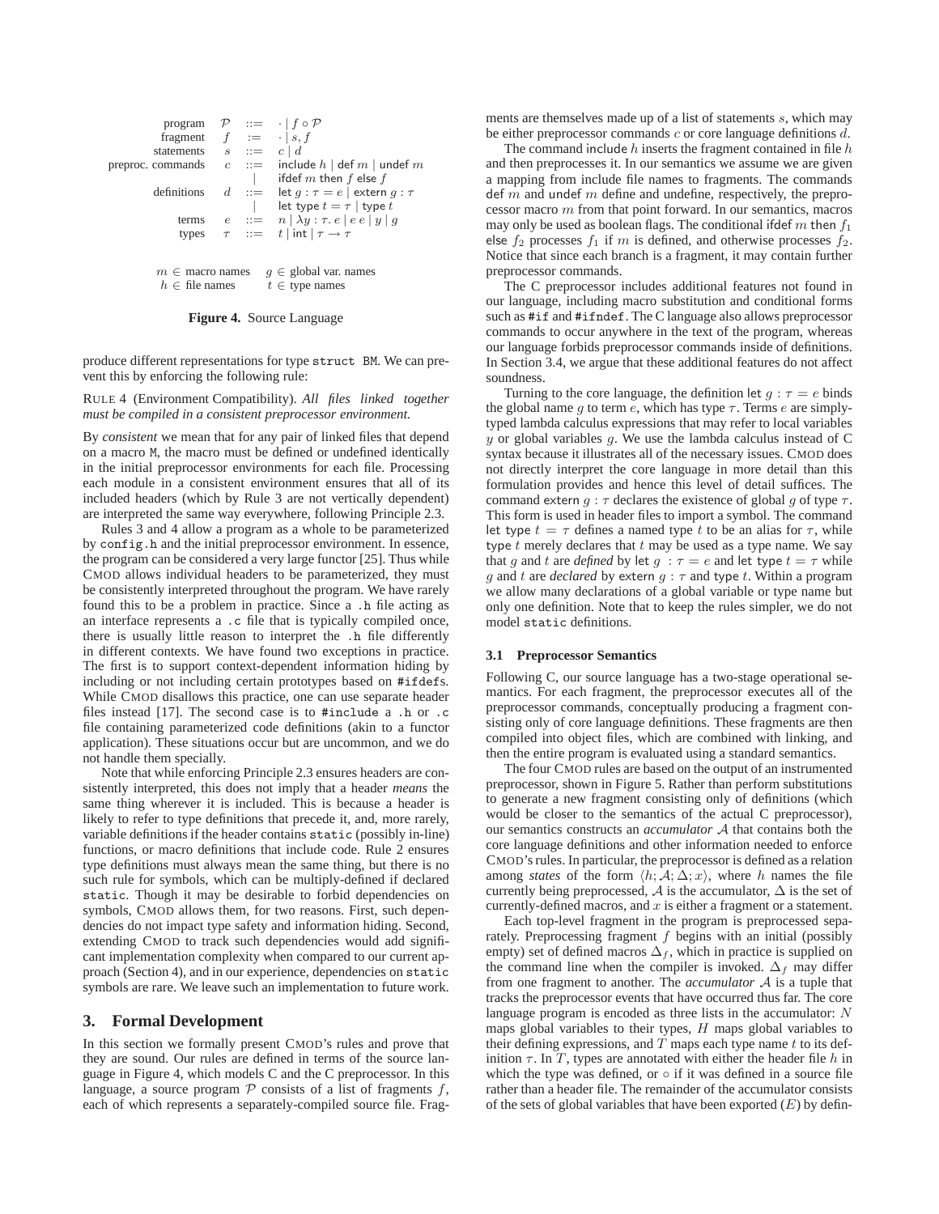$$
\begin{array}{rrcl}
\text{program} & \mathcal{P} & ::= & \cdot \mid f \circ \mathcal{P} \\
\text{fragment} & f & := & \cdot \mid s, f \\
\text{statements} & s & ::= & c \mid d \\
\text{preproc. commands} & c & ::= & \mathsf{include}\ h \mid \mathsf{def}\ m \mid \mathsf{undef}\ m \\
& & \mid & \mathsf{ifdef}\ m\ \mathsf{then}\ f\ \mathsf{else}\ f \\
\text{definitions} & d & ::= & \mathsf{let}\ g : \tau = e \mid \mathsf{extern}\ g : \tau \\
& & \mid & \mathsf{let\ type}\ t = \tau \mid \mathsf{type}\ t \\
\text{terms} & e & ::= & n \mid \lambda y : \tau .\, e \mid e\ e \mid y \mid g \\
\text{types} & \tau & ::= & t \mid \mathsf{int} \mid \tau \rightarrow \tau
\end{array}
$$

$$
\begin{array}{ll}
m \in \text{macro names} & g \in \text{global var. names} \\
h \in \text{file names} & t \in \text{type names}
\end{array}
$$

**Figure 4.** Source Language

produce different representations for type `struct BM`. We can prevent this by enforcing the following rule:

RULE 4 (Environment Compatibility). *All files linked together must be compiled in a consistent preprocessor environment.*

By *consistent* we mean that for any pair of linked files that depend on a macro `M`, the macro must be defined or undefined identically in the initial preprocessor environments for each file. Processing each module in a consistent environment ensures that all of its included headers (which by Rule 3 are not vertically dependent) are interpreted the same way everywhere, following Principle 2.3.

Rules 3 and 4 allow a program as a whole to be parameterized by `config.h` and the initial preprocessor environment. In essence, the program can be considered a very large functor [25]. Thus while CMOD allows individual headers to be parameterized, they must be consistently interpreted throughout the program. We have rarely found this to be a problem in practice. Since a `.h` file acting as an interface represents a `.c` file that is typically compiled once, there is usually little reason to interpret the `.h` file differently in different contexts. We have found two exceptions in practice. The first is to support context-dependent information hiding by including or not including certain prototypes based on `#ifdef`s. While CMOD disallows this practice, one can use separate header files instead [17]. The second case is to `#include` a `.h` or `.c` file containing parameterized code definitions (akin to a functor application). These situations occur but are uncommon, and we do not handle them specially.

Note that while enforcing Principle 2.3 ensures headers are consistently interpreted, this does not imply that a header *means* the same thing wherever it is included. This is because a header is likely to refer to type definitions that precede it, and, more rarely, variable definitions if the header contains `static` (possibly in-line) functions, or macro definitions that include code. Rule 2 ensures type definitions must always mean the same thing, but there is no such rule for symbols, which can be multiply-defined if declared `static`. Though it may be desirable to forbid dependencies on symbols, CMOD allows them, for two reasons. First, such dependencies do not impact type safety and information hiding. Second, extending CMOD to track such dependencies would add significant implementation complexity when compared to our current approach (Section 4), and in our experience, dependencies on `static` symbols are rare. We leave such an implementation to future work.

# 3. Formal Development

In this section we formally present CMOD's rules and prove that they are sound. Our rules are defined in terms of the source language in Figure 4, which models C and the C preprocessor. In this language, a source program $\mathcal{P}$ consists of a list of fragments $f$, each of which represents a separately-compiled source file. Fragments are themselves made up of a list of statements $s$, which may be either preprocessor commands $c$ or core language definitions $d$.

The command $\mathsf{include}\ h$ inserts the fragment contained in file $h$ and then preprocesses it. In our semantics we assume we are given a mapping from include file names to fragments. The commands $\mathsf{def}\ m$ and $\mathsf{undef}\ m$ define and undefine, respectively, the preprocessor macro $m$ from that point forward. In our semantics, macros may only be used as boolean flags. The conditional $\mathsf{ifdef}\ m\ \mathsf{then}\ f_1\ \mathsf{else}\ f_2$ processes $f_1$ if $m$ is defined, and otherwise processes $f_2$. Notice that since each branch is a fragment, it may contain further preprocessor commands.

The C preprocessor includes additional features not found in our language, including macro substitution and conditional forms such as `#if` and `#ifndef`. The C language also allows preprocessor commands to occur anywhere in the text of the program, whereas our language forbids preprocessor commands inside of definitions. In Section 3.4, we argue that these additional features do not affect soundness.

Turning to the core language, the definition $\mathsf{let}\ g : \tau = e$ binds the global name $g$ to term $e$, which has type $\tau$. Terms $e$ are simply-typed lambda calculus expressions that may refer to local variables $y$ or global variables $g$. We use the lambda calculus instead of C syntax because it illustrates all of the necessary issues. CMOD does not directly interpret the core language in more detail than this formulation provides and hence this level of detail suffices. The command $\mathsf{extern}\ g : \tau$ declares the existence of global $g$ of type $\tau$. This form is used in header files to import a symbol. The command $\mathsf{let\ type}\ t = \tau$ defines a named type $t$ to be an alias for $\tau$, while $\mathsf{type}\ t$ merely declares that $t$ may be used as a type name. We say that $g$ and $t$ are *defined* by $\mathsf{let}\ g : \tau = e$ and $\mathsf{let\ type}\ t = \tau$ while $g$ and $t$ are *declared* by $\mathsf{extern}\ g : \tau$ and $\mathsf{type}\ t$. Within a program we allow many declarations of a global variable or type name but only one definition. Note that to keep the rules simpler, we do not model `static` definitions.

### 3.1 Preprocessor Semantics

Following C, our source language has a two-stage operational semantics. For each fragment, the preprocessor executes all of the preprocessor commands, conceptually producing a fragment consisting only of core language definitions. These fragments are then compiled into object files, which are combined with linking, and then the entire program is evaluated using a standard semantics.

The four CMOD rules are based on the output of an instrumented preprocessor, shown in Figure 5. Rather than perform substitutions to generate a new fragment consisting only of definitions (which would be closer to the semantics of the actual C preprocessor), our semantics constructs an *accumulator* $\mathcal{A}$ that contains both the core language definitions and other information needed to enforce CMOD's rules. In particular, the preprocessor is defined as a relation among *states* of the form $\langle h; \mathcal{A}; \Delta; x \rangle$, where $h$ names the file currently being preprocessed, $\mathcal{A}$ is the accumulator, $\Delta$ is the set of currently-defined macros, and $x$ is either a fragment or a statement.

Each top-level fragment in the program is preprocessed separately. Preprocessing fragment $f$ begins with an initial (possibly empty) set of defined macros $\Delta_f$, which in practice is supplied on the command line when the compiler is invoked. $\Delta_f$ may differ from one fragment to another. The *accumulator* $\mathcal{A}$ is a tuple that tracks the preprocessor events that have occurred thus far. The core language program is encoded as three lists in the accumulator: $N$ maps global variables to their types, $H$ maps global variables to their defining expressions, and $T$ maps each type name $t$ to its definition $\tau$. In $T$, types are annotated with either the header file $h$ in which the type was defined, or $\circ$ if it was defined in a source file rather than a header file. The remainder of the accumulator consists of the sets of global variables that have been exported ($E$) by defin-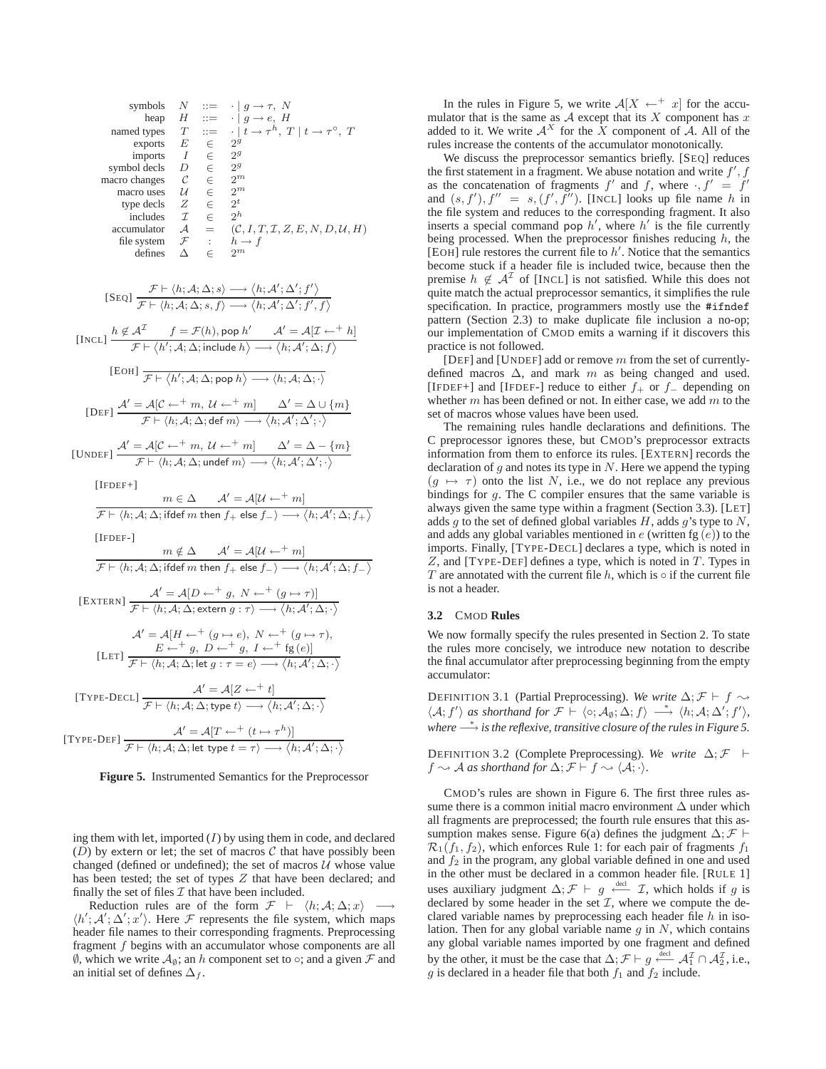$$
\begin{array}{rrcl}
\text{symbols} & N & ::= & \cdot \mid g \to \tau,\ N \\
\text{heap} & H & ::= & \cdot \mid g \to e,\ H \\
\text{named types} & T & ::= & \cdot \mid t \to \tau^h,\ T \mid t \to \tau^\circ,\ T \\
\text{exports} & E & \in & 2^g \\
\text{imports} & I & \in & 2^g \\
\text{symbol decls} & D & \in & 2^g \\
\text{macro changes} & \mathcal{C} & \in & 2^m \\
\text{macro uses} & \mathcal{U} & \in & 2^m \\
\text{type decls} & Z & \in & 2^t \\
\text{includes} & \mathcal{I} & \in & 2^h \\
\text{accumulator} & \mathcal{A} & = & (\mathcal{C}, I, T, \mathcal{I}, Z, E, N, D, \mathcal{U}, H) \\
\text{file system} & \mathcal{F} & : & h \to f \\
\text{defines} & \Delta & \in & 2^m
\end{array}
$$

$$
[\text{SEQ}]\ \frac{\mathcal{F} \vdash \langle h; \mathcal{A}; \Delta; s \rangle \longrightarrow \langle h; \mathcal{A}'; \Delta'; f' \rangle}{\mathcal{F} \vdash \langle h; \mathcal{A}; \Delta; s, f \rangle \longrightarrow \langle h; \mathcal{A}'; \Delta'; f', f \rangle}
$$

$$
[\text{INCL}]\ \frac{h \notin \mathcal{A}^{\mathcal{I}} \qquad f = \mathcal{F}(h), \mathsf{pop}\ h' \qquad \mathcal{A}' = \mathcal{A}[\mathcal{I} \leftarrow^+ h]}{\mathcal{F} \vdash \langle h'; \mathcal{A}; \Delta; \mathsf{include}\ h \rangle \longrightarrow \langle h; \mathcal{A}'; \Delta; f \rangle}
$$

$$
[\text{EOH}]\ \frac{}{\mathcal{F} \vdash \langle h'; \mathcal{A}; \Delta; \mathsf{pop}\ h \rangle \longrightarrow \langle h; \mathcal{A}; \Delta; \cdot \rangle}
$$

$$
[\text{DEF}]\ \frac{\mathcal{A}' = \mathcal{A}[\mathcal{C} \leftarrow^+ m,\ \mathcal{U} \leftarrow^+ m] \qquad \Delta' = \Delta \cup \{m\}}{\mathcal{F} \vdash \langle h; \mathcal{A}; \Delta; \mathsf{def}\ m \rangle \longrightarrow \langle h; \mathcal{A}'; \Delta'; \cdot \rangle}
$$

$$
[\text{UNDEF}]\ \frac{\mathcal{A}' = \mathcal{A}[\mathcal{C} \leftarrow^+ m,\ \mathcal{U} \leftarrow^+ m] \qquad \Delta' = \Delta - \{m\}}{\mathcal{F} \vdash \langle h; \mathcal{A}; \Delta; \mathsf{undef}\ m \rangle \longrightarrow \langle h; \mathcal{A}'; \Delta'; \cdot \rangle}
$$

$$
[\text{IFDEF+}]\ \frac{m \in \Delta \qquad \mathcal{A}' = \mathcal{A}[\mathcal{U} \leftarrow^+ m]}{\mathcal{F} \vdash \langle h; \mathcal{A}; \Delta; \mathsf{ifdef}\ m\ \mathsf{then}\ f_+\ \mathsf{else}\ f_- \rangle \longrightarrow \langle h; \mathcal{A}'; \Delta; f_+ \rangle}
$$

$$
[\text{IFDEF-}]\ \frac{m \notin \Delta \qquad \mathcal{A}' = \mathcal{A}[\mathcal{U} \leftarrow^+ m]}{\mathcal{F} \vdash \langle h; \mathcal{A}; \Delta; \mathsf{ifdef}\ m\ \mathsf{then}\ f_+\ \mathsf{else}\ f_- \rangle \longrightarrow \langle h; \mathcal{A}'; \Delta; f_- \rangle}
$$

$$
[\text{EXTERN}]\ \frac{\mathcal{A}' = \mathcal{A}[D \leftarrow^+ g,\ N \leftarrow^+ (g \mapsto \tau)]}{\mathcal{F} \vdash \langle h; \mathcal{A}; \Delta; \mathsf{extern}\ g : \tau \rangle \longrightarrow \langle h; \mathcal{A}'; \Delta; \cdot \rangle}
$$

$$
[\text{LET}]\ \frac{\begin{array}{c}\mathcal{A}' = \mathcal{A}[H \leftarrow^+ (g \mapsto e),\ N \leftarrow^+ (g \mapsto \tau), \\ E \leftarrow^+ g,\ D \leftarrow^+ g,\ I \leftarrow^+ \mathsf{fg}\,(e)]\end{array}}{\mathcal{F} \vdash \langle h; \mathcal{A}; \Delta; \mathsf{let}\ g : \tau = e \rangle \longrightarrow \langle h; \mathcal{A}'; \Delta; \cdot \rangle}
$$

$$
[\text{TYPE-DECL}]\ \frac{\mathcal{A}' = \mathcal{A}[Z \leftarrow^+ t]}{\mathcal{F} \vdash \langle h; \mathcal{A}; \Delta; \mathsf{type}\ t \rangle \longrightarrow \langle h; \mathcal{A}'; \Delta; \cdot \rangle}
$$

$$
[\text{TYPE-DEF}]\ \frac{\mathcal{A}' = \mathcal{A}[T \leftarrow^+ (t \mapsto \tau^h)]}{\mathcal{F} \vdash \langle h; \mathcal{A}; \Delta; \mathsf{let\ type}\ t = \tau \rangle \longrightarrow \langle h; \mathcal{A}'; \Delta; \cdot \rangle}
$$

**Figure 5.** Instrumented Semantics for the Preprocessor

ing them with let, imported ($I$) by using them in code, and declared ($D$) by extern or let; the set of macros $\mathcal{C}$ that have possibly been changed (defined or undefined); the set of macros $\mathcal{U}$ whose value has been tested; the set of types $Z$ that have been declared; and finally the set of files $\mathcal{I}$ that have been included.

Reduction rules are of the form $\mathcal{F} \vdash \langle h; \mathcal{A}; \Delta; x \rangle \longrightarrow \langle h'; \mathcal{A}'; \Delta'; x' \rangle$. Here $\mathcal{F}$ represents the file system, which maps header file names to their corresponding fragments. Preprocessing fragment $f$ begins with an accumulator whose components are all $\emptyset$, which we write $\mathcal{A}_\emptyset$; an $h$ component set to $\circ$; and a given $\mathcal{F}$ and an initial set of defines $\Delta_f$.

In the rules in Figure 5, we write $\mathcal{A}[X \leftarrow^+ x]$ for the accumulator that is the same as $\mathcal{A}$ except that its $X$ component has $x$ added to it. We write $\mathcal{A}^X$ for the $X$ component of $\mathcal{A}$. All of the rules increase the contents of the accumulator monotonically.

We discuss the preprocessor semantics briefly. [SEQ] reduces the first statement in a fragment. We abuse notation and write $f', f$ as the concatenation of fragments $f'$ and $f$, where $\cdot, f' = f'$ and $(s, f'), f'' = s, (f', f'')$. [INCL] looks up file name $h$ in the file system and reduces to the corresponding fragment. It also inserts a special command $\mathsf{pop}\ h'$, where $h'$ is the file currently being processed. When the preprocessor finishes reducing $h$, the [EOH] rule restores the current file to $h'$. Notice that the semantics become stuck if a header file is included twice, because then the premise $h \notin \mathcal{A}^{\mathcal{I}}$ of [INCL] is not satisfied. While this does not quite match the actual preprocessor semantics, it simplifies the rule specification. In practice, programmers mostly use the `#ifndef` pattern (Section 2.3) to make duplicate file inclusion a no-op; our implementation of CMOD emits a warning if it discovers this practice is not followed.

[DEF] and [UNDEF] add or remove $m$ from the set of currently-defined macros $\Delta$, and mark $m$ as being changed and used. [IFDEF+] and [IFDEF-] reduce to either $f_+$ or $f_-$ depending on whether $m$ has been defined or not. In either case, we add $m$ to the set of macros whose values have been used.

The remaining rules handle declarations and definitions. The C preprocessor ignores these, but CMOD's preprocessor extracts information from them to enforce its rules. [EXTERN] records the declaration of $g$ and notes its type in $N$. Here we append the typing $(g \mapsto \tau)$ onto the list $N$, i.e., we do not replace any previous bindings for $g$. The C compiler ensures that the same variable is always given the same type within a fragment (Section 3.3). [LET] adds $g$ to the set of defined global variables $H$, adds $g$'s type to $N$, and adds any global variables mentioned in $e$ (written $\mathsf{fg}\,(e)$) to the imports. Finally, [TYPE-DECL] declares a type, which is noted in $Z$, and [TYPE-DEF] defines a type, which is noted in $T$. Types in $T$ are annotated with the current file $h$, which is $\circ$ if the current file is not a header.

### 3.2 CMOD Rules

We now formally specify the rules presented in Section 2. To state the rules more concisely, we introduce new notation to describe the final accumulator after preprocessing beginning from the empty accumulator:

DEFINITION 3.1 (Partial Preprocessing). *We write* $\Delta; \mathcal{F} \vdash f \rightsquigarrow \langle \mathcal{A}; f' \rangle$ *as shorthand for* $\mathcal{F} \vdash \langle \circ; \mathcal{A}_\emptyset; \Delta; f \rangle \stackrel{*}{\longrightarrow} \langle h; \mathcal{A}; \Delta'; f' \rangle$, *where* $\stackrel{*}{\longrightarrow}$ *is the reflexive, transitive closure of the rules in Figure 5.*

DEFINITION 3.2 (Complete Preprocessing). *We write* $\Delta; \mathcal{F} \vdash f \rightsquigarrow \mathcal{A}$ *as shorthand for* $\Delta; \mathcal{F} \vdash f \rightsquigarrow \langle \mathcal{A}; \cdot \rangle$.

CMOD's rules are shown in Figure 6. The first three rules assume there is a common initial macro environment $\Delta$ under which all fragments are preprocessed; the fourth rule ensures that this assumption makes sense. Figure 6(a) defines the judgment $\Delta; \mathcal{F} \vdash \mathcal{R}_1(f_1, f_2)$, which enforces Rule 1: for each pair of fragments $f_1$ and $f_2$ in the program, any global variable defined in one and used in the other must be declared in a common header file. [RULE 1] uses auxiliary judgment $\Delta; \mathcal{F} \vdash g \stackrel{\text{decl}}{\longleftarrow} \mathcal{I}$, which holds if $g$ is declared by some header in the set $\mathcal{I}$, where we compute the declared variable names by preprocessing each header file $h$ in isolation. Then for any global variable name $g$ in $N$, which contains any global variable names imported by one fragment and defined by the other, it must be the case that $\Delta; \mathcal{F} \vdash g \stackrel{\text{decl}}{\longleftarrow} \mathcal{A}_1^{\mathcal{I}} \cap \mathcal{A}_2^{\mathcal{I}}$, i.e., $g$ is declared in a header file that both $f_1$ and $f_2$ include.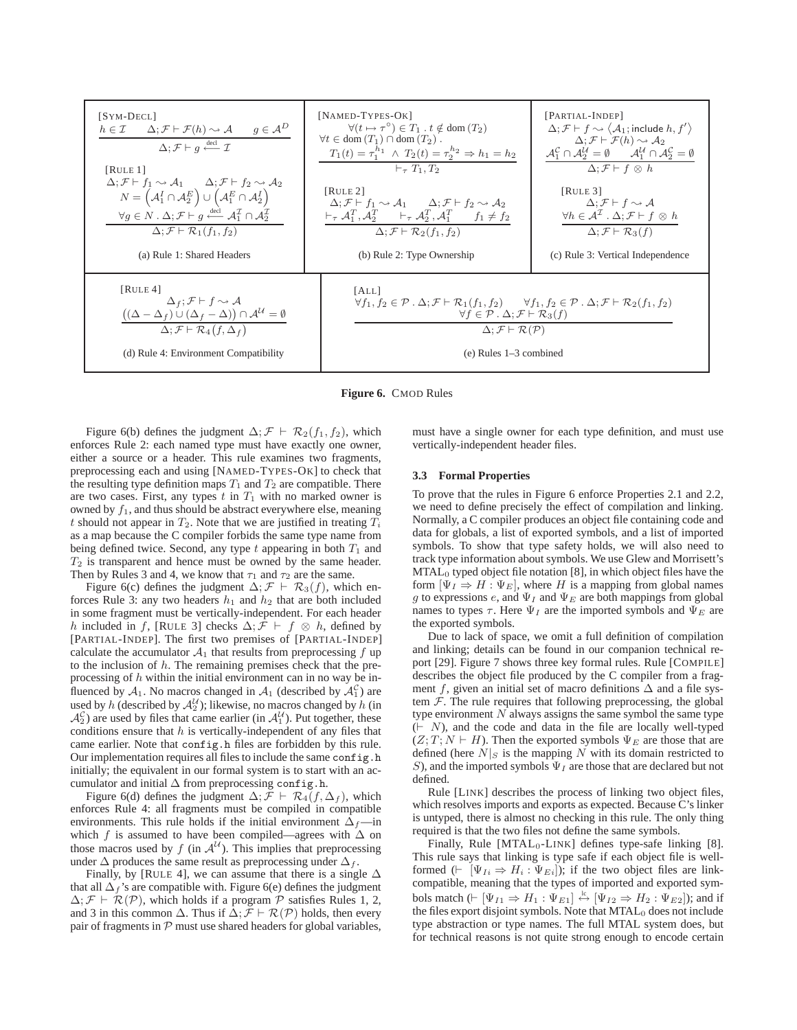[SYM-DECL]

$$\frac{h \in \mathcal{I} \qquad \Delta; \mathcal{F} \vdash \mathcal{F}(h) \rightsquigarrow \mathcal{A} \qquad g \in \mathcal{A}^D}{\Delta; \mathcal{F} \vdash g \stackrel{\text{decl}}{\longleftarrow} \mathcal{I}}$$

[RULE 1]

$$\frac{\begin{array}{c}\Delta; \mathcal{F} \vdash f_1 \rightsquigarrow \mathcal{A}_1 \qquad \Delta; \mathcal{F} \vdash f_2 \rightsquigarrow \mathcal{A}_2 \\ N = \left(\mathcal{A}_1^I \cap \mathcal{A}_2^E\right) \cup \left(\mathcal{A}_1^E \cap \mathcal{A}_2^I\right) \\ \forall g \in N \,.\, \Delta; \mathcal{F} \vdash g \stackrel{\text{decl}}{\longleftarrow} \mathcal{A}_1^{\mathcal{I}} \cap \mathcal{A}_2^{\mathcal{I}}\end{array}}{\Delta; \mathcal{F} \vdash \mathcal{R}_1(f_1, f_2)}$$

(a) Rule 1: Shared Headers

[NAMED-TYPES-OK]

$$\frac{\begin{array}{c}\forall (t \mapsto \tau^{\circ}) \in T_1 \,.\, t \notin \text{dom}\,(T_2) \\ \forall t \in \text{dom}\,(T_1) \cap \text{dom}\,(T_2)\,. \\ T_1(t) = \tau_1^{h_1} \;\wedge\; T_2(t) = \tau_2^{h_2} \Rightarrow h_1 = h_2\end{array}}{\vdash_\tau T_1, T_2}$$

[RULE 2]

$$\frac{\begin{array}{c}\Delta; \mathcal{F} \vdash f_1 \rightsquigarrow \mathcal{A}_1 \qquad \Delta; \mathcal{F} \vdash f_2 \rightsquigarrow \mathcal{A}_2 \\ \vdash_\tau \mathcal{A}_1^T, \mathcal{A}_2^T \qquad \vdash_\tau \mathcal{A}_2^T, \mathcal{A}_1^T \qquad f_1 \neq f_2\end{array}}{\Delta; \mathcal{F} \vdash \mathcal{R}_2(f_1, f_2)}$$

(b) Rule 2: Type Ownership

[PARTIAL-INDEP]

$$\frac{\begin{array}{c}\Delta; \mathcal{F} \vdash f \rightsquigarrow \langle \mathcal{A}_1; \mathsf{include}\ h, f' \rangle \\ \Delta; \mathcal{F} \vdash \mathcal{F}(h) \rightsquigarrow \mathcal{A}_2 \\ \mathcal{A}_1^{\mathcal{C}} \cap \mathcal{A}_2^{\mathcal{U}} = \emptyset \qquad \mathcal{A}_1^{\mathcal{U}} \cap \mathcal{A}_2^{\mathcal{C}} = \emptyset\end{array}}{\Delta; \mathcal{F} \vdash f \,\otimes\, h}$$

[RULE 3]

$$\frac{\begin{array}{c}\Delta; \mathcal{F} \vdash f \rightsquigarrow \mathcal{A} \\ \forall h \in \mathcal{A}^{\mathcal{I}} \,.\, \Delta; \mathcal{F} \vdash f \,\otimes\, h\end{array}}{\Delta; \mathcal{F} \vdash \mathcal{R}_3(f)}$$

(c) Rule 3: Vertical Independence

[RULE 4]

$$\frac{\begin{array}{c}\Delta_f; \mathcal{F} \vdash f \rightsquigarrow \mathcal{A} \\ \left((\Delta - \Delta_f) \cup (\Delta_f - \Delta)\right) \cap \mathcal{A}^{\mathcal{U}} = \emptyset\end{array}}{\Delta; \mathcal{F} \vdash \mathcal{R}_4(f, \Delta_f)}$$

(d) Rule 4: Environment Compatibility

[ALL]

$$\frac{\begin{array}{c}\forall f_1, f_2 \in \mathcal{P} \,.\, \Delta; \mathcal{F} \vdash \mathcal{R}_1(f_1, f_2) \qquad \forall f_1, f_2 \in \mathcal{P} \,.\, \Delta; \mathcal{F} \vdash \mathcal{R}_2(f_1, f_2) \\ \forall f \in \mathcal{P} \,.\, \Delta; \mathcal{F} \vdash \mathcal{R}_3(f)\end{array}}{\Delta; \mathcal{F} \vdash \mathcal{R}(\mathcal{P})}$$

(e) Rules 1–3 combined

**Figure 6.** CMOD Rules

Figure 6(b) defines the judgment $\Delta; \mathcal{F} \vdash \mathcal{R}_2(f_1, f_2)$, which enforces Rule 2: each named type must have exactly one owner, either a source or a header. This rule examines two fragments, preprocessing each and using [NAMED-TYPES-OK] to check that the resulting type definition maps $T_1$ and $T_2$ are compatible. There are two cases. First, any types $t$ in $T_1$ with no marked owner is owned by $f_1$, and thus should be abstract everywhere else, meaning $t$ should not appear in $T_2$. Note that we are justified in treating $T_i$ as a map because the C compiler forbids the same type name from being defined twice. Second, any type $t$ appearing in both $T_1$ and $T_2$ is transparent and hence must be owned by the same header. Then by Rules 3 and 4, we know that $\tau_1$ and $\tau_2$ are the same.

Figure 6(c) defines the judgment $\Delta; \mathcal{F} \vdash \mathcal{R}_3(f)$, which enforces Rule 3: any two headers $h_1$ and $h_2$ that are both included in some fragment must be vertically-independent. For each header $h$ included in $f$, [RULE 3] checks $\Delta; \mathcal{F} \vdash f \otimes h$, defined by [PARTIAL-INDEP]. The first two premises of [PARTIAL-INDEP] calculate the accumulator $\mathcal{A}_1$ that results from preprocessing $f$ up to the inclusion of $h$. The remaining premises check that the preprocessing of $h$ within the initial environment can in no way be influenced by $\mathcal{A}_1$. No macros changed in $\mathcal{A}_1$ (described by $\mathcal{A}_1^{\mathcal{C}}$) are used by $h$ (described by $\mathcal{A}_2^{\mathcal{U}}$); likewise, no macros changed by $h$ (in $\mathcal{A}_2^{\mathcal{C}}$) are used by files that came earlier (in $\mathcal{A}_1^{\mathcal{U}}$). Put together, these conditions ensure that $h$ is vertically-independent of any files that came earlier. Note that `config.h` files are forbidden by this rule. Our implementation requires all files to include the same `config.h` initially; the equivalent in our formal system is to start with an accumulator and initial $\Delta$ from preprocessing `config.h`.

Figure 6(d) defines the judgment $\Delta; \mathcal{F} \vdash \mathcal{R}_4(f, \Delta_f)$, which enforces Rule 4: all fragments must be compiled in compatible environments. This rule holds if the initial environment $\Delta_f$—in which $f$ is assumed to have been compiled—agrees with $\Delta$ on those macros used by $f$ (in $\mathcal{A}^{\mathcal{U}}$). This implies that preprocessing under $\Delta$ produces the same result as preprocessing under $\Delta_f$.

Finally, by [RULE 4], we can assume that there is a single $\Delta$ that all $\Delta_f$'s are compatible with. Figure 6(e) defines the judgment $\Delta; \mathcal{F} \vdash \mathcal{R}(\mathcal{P})$, which holds if a program $\mathcal{P}$ satisfies Rules 1, 2, and 3 in this common $\Delta$. Thus if $\Delta; \mathcal{F} \vdash \mathcal{R}(\mathcal{P})$ holds, then every pair of fragments in $\mathcal{P}$ must use shared headers for global variables, must have a single owner for each type definition, and must use vertically-independent header files.

### 3.3 Formal Properties

To prove that the rules in Figure 6 enforce Properties 2.1 and 2.2, we need to define precisely the effect of compilation and linking. Normally, a C compiler produces an object file containing code and data for globals, a list of exported symbols, and a list of imported symbols. To show that type safety holds, we will also need to track type information about symbols. We use Glew and Morrisett's $\text{MTAL}_0$ typed object file notation [8], in which object files have the form $[\Psi_I \Rightarrow H : \Psi_E]$, where $H$ is a mapping from global names $g$ to expressions $e$, and $\Psi_I$ and $\Psi_E$ are both mappings from global names to types $\tau$. Here $\Psi_I$ are the imported symbols and $\Psi_E$ are the exported symbols.

Due to lack of space, we omit a full definition of compilation and linking; details can be found in our companion technical report [29]. Figure 7 shows three key formal rules. Rule [COMPILE] describes the object file produced by the C compiler from a fragment $f$, given an initial set of macro definitions $\Delta$ and a file system $\mathcal{F}$. The rule requires that following preprocessing, the global type environment $N$ always assigns the same symbol the same type ($\vdash N$), and the code and data in the file are locally well-typed ($Z; T; N \vdash H$). Then the exported symbols $\Psi_E$ are those that are defined (here $N|_S$ is the mapping $N$ with its domain restricted to $S$), and the imported symbols $\Psi_I$ are those that are declared but not defined.

Rule [LINK] describes the process of linking two object files, which resolves imports and exports as expected. Because C's linker is untyped, there is almost no checking in this rule. The only thing required is that the two files not define the same symbols.

Finally, Rule [$\text{MTAL}_0$-LINK] defines type-safe linking [8]. This rule says that linking is type safe if each object file is well-formed ($\vdash [\Psi_{Ii} \Rightarrow H_i : \Psi_{Ei}]$); if the two object files are link-compatible, meaning that the types of imported and exported symbols match ($\vdash [\Psi_{I1} \Rightarrow H_1 : \Psi_{E1}] \stackrel{\text{lc}}{\leftrightarrow} [\Psi_{I2} \Rightarrow H_2 : \Psi_{E2}]$); and if the files export disjoint symbols. Note that $\text{MTAL}_0$ does not include type abstraction or type names. The full MTAL system does, but for technical reasons is not quite strong enough to encode certain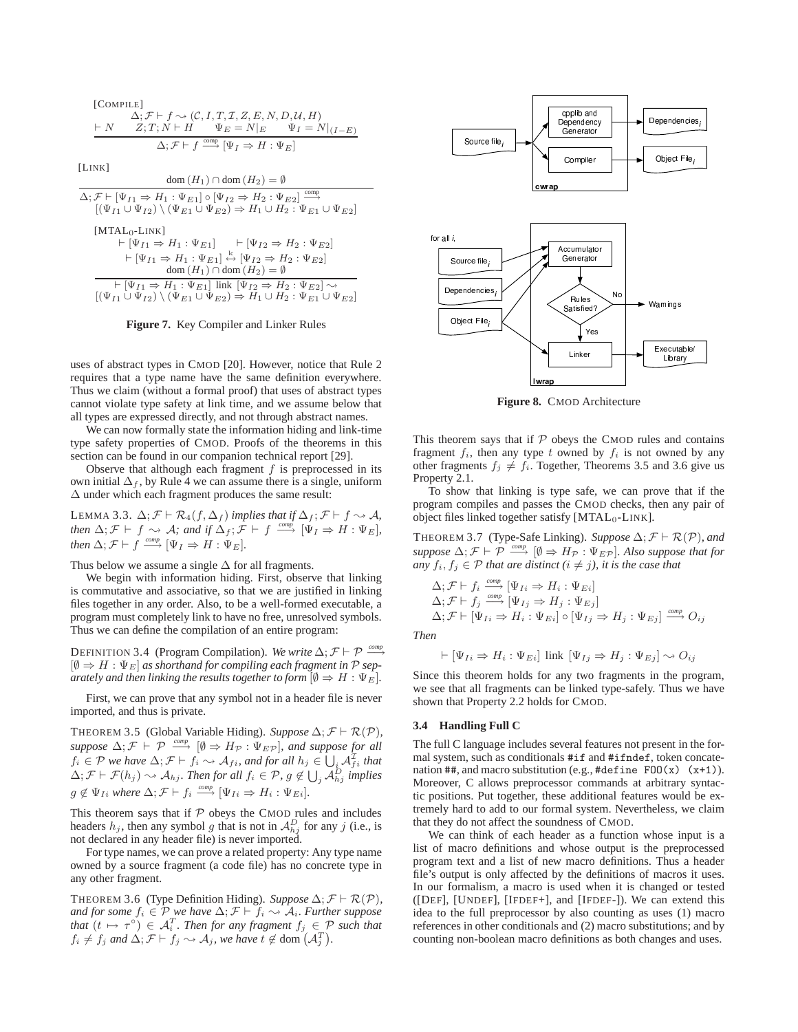[COMPILE]

$$\frac{\Delta;\mathcal{F} \vdash f \rightsquigarrow (\mathcal{C}, I, T, \mathcal{I}, Z, E, N, D, \mathcal{U}, H) \quad \vdash N \quad Z; T; N \vdash H \quad \Psi_E = N|_E \quad \Psi_I = N|_{(I-E)}}{\Delta;\mathcal{F} \vdash f \xrightarrow{\text{comp}} [\Psi_I \Rightarrow H : \Psi_E]}$$

[LINK]

$$\frac{\text{dom}(H_1) \cap \text{dom}(H_2) = \emptyset}{\Delta;\mathcal{F} \vdash [\Psi_{I1} \Rightarrow H_1 : \Psi_{E1}] \circ [\Psi_{I2} \Rightarrow H_2 : \Psi_{E2}] \xrightarrow{\text{comp}} [(\Psi_{I1} \cup \Psi_{I2}) \setminus (\Psi_{E1} \cup \Psi_{E2}) \Rightarrow H_1 \cup H_2 : \Psi_{E1} \cup \Psi_{E2}]}$$

[MTAL$_0$-LINK]

$$\frac{\vdash [\Psi_{I1} \Rightarrow H_1 : \Psi_{E1}] \quad \vdash [\Psi_{I2} \Rightarrow H_2 : \Psi_{E2}] \quad \vdash [\Psi_{I1} \Rightarrow H_1 : \Psi_{E1}] \overset{\text{lc}}{\leftrightarrow} [\Psi_{I2} \Rightarrow H_2 : \Psi_{E2}] \quad \text{dom}(H_1) \cap \text{dom}(H_2) = \emptyset}{\vdash [\Psi_{I1} \Rightarrow H_1 : \Psi_{E1}] \text{ link } [\Psi_{I2} \Rightarrow H_2 : \Psi_{E2}] \rightsquigarrow [(\Psi_{I1} \cup \Psi_{I2}) \setminus (\Psi_{E1} \cup \Psi_{E2}) \Rightarrow H_1 \cup H_2 : \Psi_{E1} \cup \Psi_{E2}]}$$

**Figure 7.** Key Compiler and Linker Rules

uses of abstract types in CMOD [20]. However, notice that Rule 2 requires that a type name have the same definition everywhere. Thus we claim (without a formal proof) that uses of abstract types cannot violate type safety at link time, and we assume below that all types are expressed directly, and not through abstract names.

We can now formally state the information hiding and link-time type safety properties of CMOD. Proofs of the theorems in this section can be found in our companion technical report [29].

Observe that although each fragment $f$ is preprocessed in its own initial $\Delta_f$, by Rule 4 we can assume there is a single, uniform $\Delta$ under which each fragment produces the same result:

LEMMA 3.3. *$\Delta;\mathcal{F} \vdash \mathcal{R}_4(f, \Delta_f)$ implies that if $\Delta_f;\mathcal{F} \vdash f \rightsquigarrow \mathcal{A}$, then $\Delta;\mathcal{F} \vdash f \rightsquigarrow \mathcal{A}$; and if $\Delta_f;\mathcal{F} \vdash f \xrightarrow{comp} [\Psi_I \Rightarrow H : \Psi_E]$, then $\Delta;\mathcal{F} \vdash f \xrightarrow{comp} [\Psi_I \Rightarrow H : \Psi_E]$.*

Thus below we assume a single $\Delta$ for all fragments.

We begin with information hiding. First, observe that linking is commutative and associative, so that we are justified in linking files together in any order. Also, to be a well-formed executable, a program must completely link to have no free, unresolved symbols. Thus we can define the compilation of an entire program:

DEFINITION 3.4 (Program Compilation). *We write $\Delta;\mathcal{F} \vdash \mathcal{P} \xrightarrow{comp} [\emptyset \Rightarrow H : \Psi_E]$ as shorthand for compiling each fragment in $\mathcal{P}$ separately and then linking the results together to form $[\emptyset \Rightarrow H : \Psi_E]$.*

First, we can prove that any symbol not in a header file is never imported, and thus is private.

THEOREM 3.5 (Global Variable Hiding). *Suppose $\Delta;\mathcal{F} \vdash \mathcal{R}(\mathcal{P})$, suppose $\Delta;\mathcal{F} \vdash \mathcal{P} \xrightarrow{comp} [\emptyset \Rightarrow H_\mathcal{P} : \Psi_{E\mathcal{P}}]$, and suppose for all $f_i \in \mathcal{P}$ we have $\Delta;\mathcal{F} \vdash f_i \rightsquigarrow \mathcal{A}_{fi}$, and for all $h_j \in \bigcup_i \mathcal{A}^{\mathcal{I}}_{fi}$ that $\Delta;\mathcal{F} \vdash \mathcal{F}(h_j) \rightsquigarrow \mathcal{A}_{hj}$. Then for all $f_i \in \mathcal{P}$, $g \notin \bigcup_j \mathcal{A}^D_{hj}$ implies $g \notin \Psi_{Ii}$ where $\Delta;\mathcal{F} \vdash f_i \xrightarrow{comp} [\Psi_{Ii} \Rightarrow H_i : \Psi_{Ei}]$.*

This theorem says that if $\mathcal{P}$ obeys the CMOD rules and includes headers $h_j$, then any symbol $g$ that is not in $\mathcal{A}^D_{hj}$ for any $j$ (i.e., is not declared in any header file) is never imported.

For type names, we can prove a related property: Any type name owned by a source fragment (a code file) has no concrete type in any other fragment.

THEOREM 3.6 (Type Definition Hiding). *Suppose $\Delta;\mathcal{F} \vdash \mathcal{R}(\mathcal{P})$, and for some $f_i \in \mathcal{P}$ we have $\Delta;\mathcal{F} \vdash f_i \rightsquigarrow \mathcal{A}_i$. Further suppose that $(t \mapsto \tau^\circ) \in \mathcal{A}^T_i$. Then for any fragment $f_j \in \mathcal{P}$ such that $f_i \neq f_j$ and $\Delta;\mathcal{F} \vdash f_j \rightsquigarrow \mathcal{A}_j$, we have $t \notin \text{dom}\left(\mathcal{A}^T_j\right)$.*

cpplib and Dependency Generator → Dependencies$_i$; Source file$_i$ → Compiler → Object File$_i$ (cwrap)

for all $i$, Source file$_i$, Dependencies$_i$, Object File$_i$ → Accumulator Generator → Rules Satisfied? — No → Warnings; Yes → Linker → Executable/Library (lwrap)

**Figure 8.** CMOD Architecture

This theorem says that if $\mathcal{P}$ obeys the CMOD rules and contains fragment $f_i$, then any type $t$ owned by $f_i$ is not owned by any other fragments $f_j \neq f_i$. Together, Theorems 3.5 and 3.6 give us Property 2.1.

To show that linking is type safe, we can prove that if the program compiles and passes the CMOD checks, then any pair of object files linked together satisfy [MTAL$_0$-LINK].

THEOREM 3.7 (Type-Safe Linking). *Suppose $\Delta;\mathcal{F} \vdash \mathcal{R}(\mathcal{P})$, and suppose $\Delta;\mathcal{F} \vdash \mathcal{P} \xrightarrow{comp} [\emptyset \Rightarrow H_\mathcal{P} : \Psi_{E\mathcal{P}}]$. Also suppose that for any $f_i, f_j \in \mathcal{P}$ that are distinct ($i \neq j$), it is the case that*

$$\Delta;\mathcal{F} \vdash f_i \xrightarrow{comp} [\Psi_{Ii} \Rightarrow H_i : \Psi_{Ei}]$$
$$\Delta;\mathcal{F} \vdash f_j \xrightarrow{comp} [\Psi_{Ij} \Rightarrow H_j : \Psi_{Ej}]$$
$$\Delta;\mathcal{F} \vdash [\Psi_{Ii} \Rightarrow H_i : \Psi_{Ei}] \circ [\Psi_{Ij} \Rightarrow H_j : \Psi_{Ej}] \xrightarrow{comp} O_{ij}$$

*Then*

$$\vdash [\Psi_{Ii} \Rightarrow H_i : \Psi_{Ei}] \text{ link } [\Psi_{Ij} \Rightarrow H_j : \Psi_{Ej}] \rightsquigarrow O_{ij}$$

Since this theorem holds for any two fragments in the program, we see that all fragments can be linked type-safely. Thus we have shown that Property 2.2 holds for CMOD.

### 3.4 Handling Full C

The full C language includes several features not present in the formal system, such as conditionals `#if` and `#ifndef`, token concatenation `##`, and macro substitution (e.g., `#define FOO(x) (x+1)`). Moreover, C allows preprocessor commands at arbitrary syntactic positions. Put together, these additional features would be extremely hard to add to our formal system. Nevertheless, we claim that they do not affect the soundness of CMOD.

We can think of each header as a function whose input is a list of macro definitions and whose output is the preprocessed program text and a list of new macro definitions. Thus a header file's output is only affected by the definitions of macros it uses. In our formalism, a macro is used when it is changed or tested ([DEF], [UNDEF], [IFDEF+], and [IFDEF-]). We can extend this idea to the full preprocessor by also counting as uses (1) macro references in other conditionals and (2) macro substitutions; and by counting non-boolean macro definitions as both changes and uses.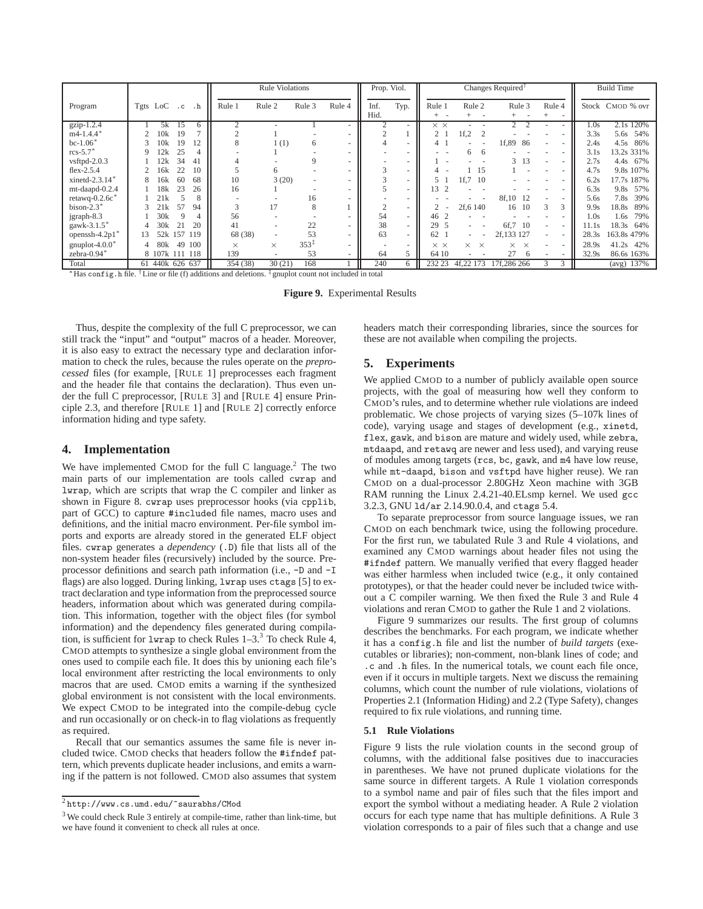| Program | Tgts | LoC | .c | .h | Rule Violations: Rule 1 | Rule 2 | Rule 3 | Rule 4 | Prop. Viol.: Inf. Hid. | Typ. | Changes Required†: Rule 1 + | Rule 1 - | Rule 2 + | Rule 2 - | Rule 3 + | Rule 3 - | Rule 4 + | Rule 4 - | Build Time: Stock | CMOD | % ovr |
|---|---|---|---|---|---|---|---|---|---|---|---|---|---|---|---|---|---|---|---|---|---|
| gzip-1.2.4 | 1 | 5k | 15 | 6 | 2 | - | 1 | - | 2 | - | × | × | - | - | 2 | 2 | - | - | 1.0s | 2.1s | 120% |
| m4-1.4.4* | 2 | 10k | 19 | 7 | 2 | 1 | - | - | 2 | 1 | 2 | 1 | 1f,2 | 2 | - | - | - | - | 3.3s | 5.6s | 54% |
| bc-1.06* | 3 | 10k | 19 | 12 | 8 | 1 (1) | 6 | - | 4 | - | 4 | 1 | - | - | 1f,89 | 86 | - | - | 2.4s | 4.5s | 86% |
| rcs-5.7* | 9 | 12k | 25 | 4 | - | 1 | - | - | - | - | - | - | 6 | 6 | - | - | - | - | 3.1s | 13.2s | 331% |
| vsftpd-2.0.3 | 1 | 12k | 34 | 41 | 4 | - | 9 | - | - | - | 1 | - | - | - | 3 | 13 | - | - | 2.7s | 4.4s | 67% |
| flex-2.5.4 | 2 | 16k | 22 | 10 | 5 | 6 | - | - | 3 | - | 4 | - | 1 | 15 | 1 | - | - | - | 4.7s | 9.8s | 107% |
| xinetd-2.3.14* | 8 | 16k | 60 | 68 | 10 | 3 (20) | - | - | 3 | - | 5 | 1 | 1f,7 | 10 | - | - | - | - | 6.2s | 17.7s | 187% |
| mt-daapd-0.2.4 | 1 | 18k | 23 | 26 | 16 | 1 | - | - | 5 | - | 13 | 2 | - | - | - | - | - | - | 6.3s | 9.8s | 57% |
| retawq-0.2.6c* | 1 | 21k | 5 | 8 | - | - | 16 | - | - | - | - | - | - | - | 8f,10 | 12 | - | - | 5.6s | 7.8s | 39% |
| bison-2.3* | 3 | 21k | 57 | 94 | 3 | 17 | 8 | 1 | 2 | - | 2 | - | 2f,6 | 140 | 16 | 10 | 3 | 3 | 9.9s | 18.8s | 89% |
| jgraph-8.3 | 1 | 30k | 9 | 4 | 56 | - | - | - | 54 | - | 46 | 2 | - | - | - | - | - | - | 1.0s | 1.6s | 79% |
| gawk-3.1.5* | 4 | 30k | 21 | 20 | 41 | - | 22 | - | 38 | - | 29 | 5 | - | - | 6f,7 | 10 | - | - | 11.1s | 18.3s | 64% |
| openssh-4.2p1* | 13 | 52k | 157 | 119 | 68 (38) | - | 53 | - | 63 | - | 62 | 1 | - | - | 2f,133 | 127 | - | - | 28.3s | 163.8s | 479% |
| gnuplot-4.0.0* | 4 | 80k | 49 | 100 | × | × | 353‡ | - | - | - | × | × | × | × | × | × | - | - | 28.9s | 41.2s | 42% |
| zebra-0.94* | 8 | 107k | 111 | 118 | 139 | - | 53 | - | 64 | 5 | 64 | 10 | - | - | 27 | 6 | - | - | 32.9s | 86.6s | 163% |
| Total | 61 | 440k | 626 | 637 | 354 (38) | 30 (21) | 168 | 1 | 240 | 6 | 232 | 23 | 4f,22 | 173 | 17f,286 | 266 | 3 | 3 | | (avg) | 137% |

* Has config.h file. † Line or file (f) additions and deletions. ‡ gnuplot count not included in total

**Figure 9.** Experimental Results

Thus, despite the complexity of the full C preprocessor, we can still track the "input" and "output" macros of a header. Moreover, it is also easy to extract the necessary type and declaration information to check the rules, because the rules operate on the *preprocessed* files (for example, [RULE 1] preprocesses each fragment and the header file that contains the declaration). Thus even under the full C preprocessor, [RULE 3] and [RULE 4] ensure Principle 2.3, and therefore [RULE 1] and [RULE 2] correctly enforce information hiding and type safety.

## 4. Implementation

We have implemented CMOD for the full C language.[2] The two main parts of our implementation are tools called `cwrap` and `lwrap`, which are scripts that wrap the C compiler and linker as shown in Figure 8. `cwrap` uses preprocessor hooks (via `cpplib`, part of GCC) to capture `#included` file names, macro uses and definitions, and the initial macro environment. Per-file symbol imports and exports are already stored in the generated ELF object files. `cwrap` generates a *dependency* (`.D`) file that lists all of the non-system header files (recursively) included by the source. Preprocessor definitions and search path information (i.e., `-D` and `-I` flags) are also logged. During linking, `lwrap` uses `ctags` [5] to extract declaration and type information from the preprocessed source headers, information about which was generated during compilation. This information, together with the object files (for symbol information) and the dependency files generated during compilation, is sufficient for `lwrap` to check Rules 1–3.[3] To check Rule 4, CMOD attempts to synthesize a single global environment from the ones used to compile each file. It does this by unioning each file's local environment after restricting the local environments to only macros that are used. CMOD emits a warning if the synthesized global environment is not consistent with the local environments. We expect CMOD to be integrated into the compile-debug cycle and run occasionally or on check-in to flag violations as frequently as required.

Recall that our semantics assumes the same file is never included twice. CMOD checks that headers follow the `#ifndef` pattern, which prevents duplicate header inclusions, and emits a warning if the pattern is not followed. CMOD also assumes that system headers match their corresponding libraries, since the sources for these are not available when compiling the projects.

[2] http://www.cs.umd.edu/~saurabhs/CMod

[3] We could check Rule 3 entirely at compile-time, rather than link-time, but we have found it convenient to check all rules at once.

## 5. Experiments

We applied CMOD to a number of publicly available open source projects, with the goal of measuring how well they conform to CMOD's rules, and to determine whether rule violations are indeed problematic. We chose projects of varying sizes (5–107k lines of code), varying usage and stages of development (e.g., `xinetd`, `flex`, `gawk`, and `bison` are mature and widely used, while `zebra`, `mtdaapd`, and `retawq` are newer and less used), and varying reuse of modules among targets (`rcs`, `bc`, `gawk`, and `m4` have low reuse, while `mt-daapd`, `bison` and `vsftpd` have higher reuse). We ran CMOD on a dual-processor 2.80GHz Xeon machine with 3GB RAM running the Linux 2.4.21-40.ELsmp kernel. We used `gcc` 3.2.3, GNU `ld`/`ar` 2.14.90.0.4, and `ctags` 5.4.

To separate preprocessor from source language issues, we ran CMOD on each benchmark twice, using the following procedure. For the first run, we tabulated Rule 3 and Rule 4 violations, and examined any CMOD warnings about header files not using the `#ifndef` pattern. We manually verified that every flagged header was either harmless when included twice (e.g., it only contained prototypes), or that the header could never be included twice without a C compiler warning. We then fixed the Rule 3 and Rule 4 violations and reran CMOD to gather the Rule 1 and 2 violations.

Figure 9 summarizes our results. The first group of columns describes the benchmarks. For each program, we indicate whether it has a `config.h` file and list the number of *build targets* (executables or libraries); non-comment, non-blank lines of code; and `.c` and `.h` files. In the numerical totals, we count each file once, even if it occurs in multiple targets. Next we discuss the remaining columns, which count the number of rule violations, violations of Properties 2.1 (Information Hiding) and 2.2 (Type Safety), changes required to fix rule violations, and running time.

### 5.1 Rule Violations

Figure 9 lists the rule violation counts in the second group of columns, with the additional false positives due to inaccuracies in parentheses. We have not pruned duplicate violations for the same source in different targets. A Rule 1 violation corresponds to a symbol name and pair of files such that the files import and export the symbol without a mediating header. A Rule 2 violation occurs for each type name that has multiple definitions. A Rule 3 violation corresponds to a pair of files such that a change and use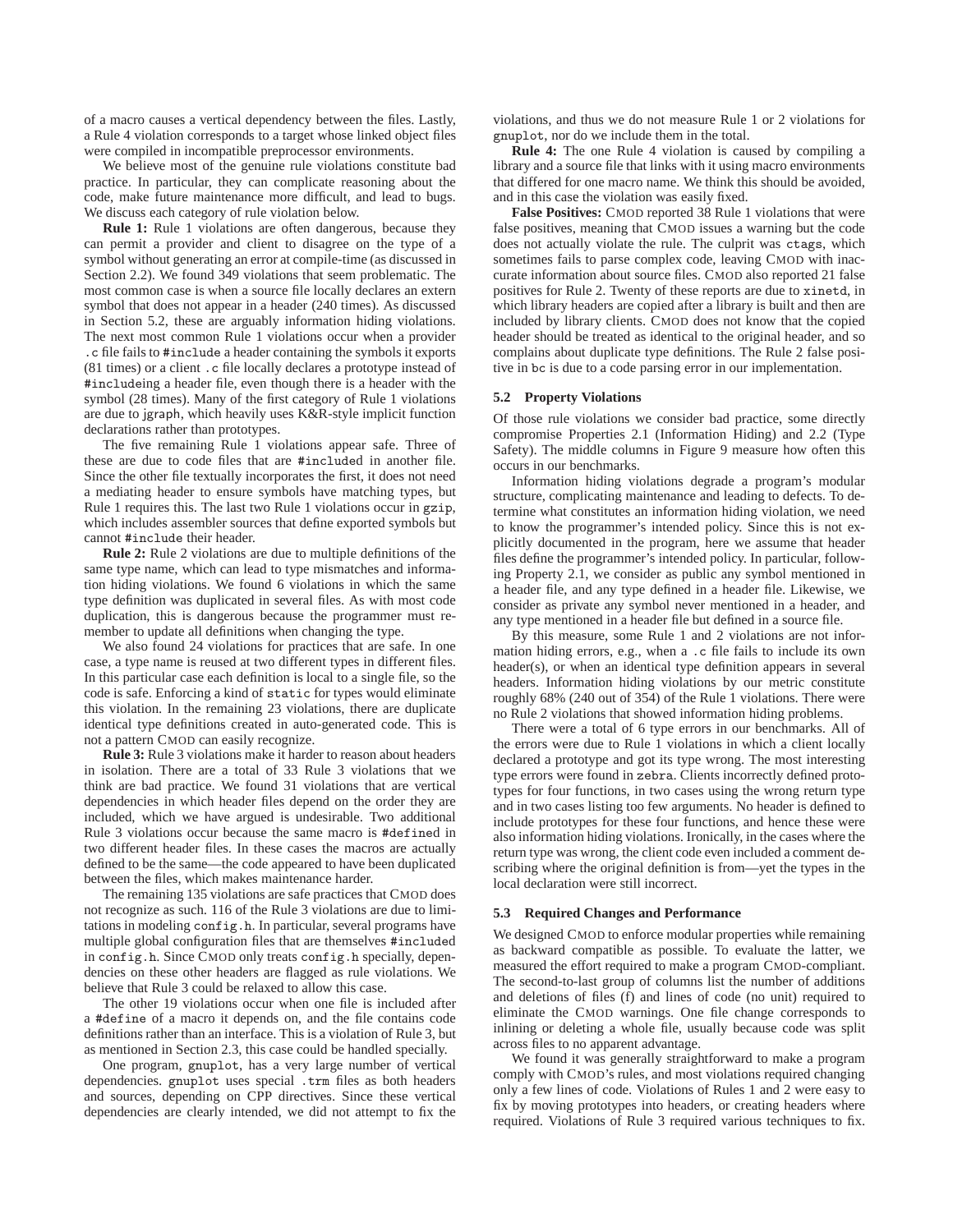of a macro causes a vertical dependency between the files. Lastly, a Rule 4 violation corresponds to a target whose linked object files were compiled in incompatible preprocessor environments.

We believe most of the genuine rule violations constitute bad practice. In particular, they can complicate reasoning about the code, make future maintenance more difficult, and lead to bugs. We discuss each category of rule violation below.

**Rule 1:** Rule 1 violations are often dangerous, because they can permit a provider and client to disagree on the type of a symbol without generating an error at compile-time (as discussed in Section 2.2). We found 349 violations that seem problematic. The most common case is when a source file locally declares an extern symbol that does not appear in a header (240 times). As discussed in Section 5.2, these are arguably information hiding violations. The next most common Rule 1 violations occur when a provider `.c` file fails to `#include` a header containing the symbols it exports (81 times) or a client `.c` file locally declares a prototype instead of `#include`ing a header file, even though there is a header with the symbol (28 times). Many of the first category of Rule 1 violations are due to `jgraph`, which heavily uses K&R-style implicit function declarations rather than prototypes.

The five remaining Rule 1 violations appear safe. Three of these are due to code files that are `#include`d in another file. Since the other file textually incorporates the first, it does not need a mediating header to ensure symbols have matching types, but Rule 1 requires this. The last two Rule 1 violations occur in `gzip`, which includes assembler sources that define exported symbols but cannot `#include` their header.

**Rule 2:** Rule 2 violations are due to multiple definitions of the same type name, which can lead to type mismatches and information hiding violations. We found 6 violations in which the same type definition was duplicated in several files. As with most code duplication, this is dangerous because the programmer must remember to update all definitions when changing the type.

We also found 24 violations for practices that are safe. In one case, a type name is reused at two different types in different files. In this particular case each definition is local to a single file, so the code is safe. Enforcing a kind of `static` for types would eliminate this violation. In the remaining 23 violations, there are duplicate identical type definitions created in auto-generated code. This is not a pattern CMOD can easily recognize.

**Rule 3:** Rule 3 violations make it harder to reason about headers in isolation. There are a total of 33 Rule 3 violations that we think are bad practice. We found 31 violations that are vertical dependencies in which header files depend on the order they are included, which we have argued is undesirable. Two additional Rule 3 violations occur because the same macro is `#define`d in two different header files. In these cases the macros are actually defined to be the same—the code appeared to have been duplicated between the files, which makes maintenance harder.

The remaining 135 violations are safe practices that CMOD does not recognize as such. 116 of the Rule 3 violations are due to limitations in modeling `config.h`. In particular, several programs have multiple global configuration files that are themselves `#include`d in `config.h`. Since CMOD only treats `config.h` specially, dependencies on these other headers are flagged as rule violations. We believe that Rule 3 could be relaxed to allow this case.

The other 19 violations occur when one file is included after a `#define` of a macro it depends on, and the file contains code definitions rather than an interface. This is a violation of Rule 3, but as mentioned in Section 2.3, this case could be handled specially.

One program, `gnuplot`, has a very large number of vertical dependencies. `gnuplot` uses special `.trm` files as both headers and sources, depending on CPP directives. Since these vertical dependencies are clearly intended, we did not attempt to fix the violations, and thus we do not measure Rule 1 or 2 violations for `gnuplot`, nor do we include them in the total.

**Rule 4:** The one Rule 4 violation is caused by compiling a library and a source file that links with it using macro environments that differed for one macro name. We think this should be avoided, and in this case the violation was easily fixed.

**False Positives:** CMOD reported 38 Rule 1 violations that were false positives, meaning that CMOD issues a warning but the code does not actually violate the rule. The culprit was `ctags`, which sometimes fails to parse complex code, leaving CMOD with inaccurate information about source files. CMOD also reported 21 false positives for Rule 2. Twenty of these reports are due to `xinetd`, in which library headers are copied after a library is built and then are included by library clients. CMOD does not know that the copied header should be treated as identical to the original header, and so complains about duplicate type definitions. The Rule 2 false positive in `bc` is due to a code parsing error in our implementation.

### 5.2 Property Violations

Of those rule violations we consider bad practice, some directly compromise Properties 2.1 (Information Hiding) and 2.2 (Type Safety). The middle columns in Figure 9 measure how often this occurs in our benchmarks.

Information hiding violations degrade a program's modular structure, complicating maintenance and leading to defects. To determine what constitutes an information hiding violation, we need to know the programmer's intended policy. Since this is not explicitly documented in the program, here we assume that header files define the programmer's intended policy. In particular, following Property 2.1, we consider as public any symbol mentioned in a header file, and any type defined in a header file. Likewise, we consider as private any symbol never mentioned in a header, and any type mentioned in a header file but defined in a source file.

By this measure, some Rule 1 and 2 violations are not information hiding errors, e.g., when a `.c` file fails to include its own header(s), or when an identical type definition appears in several headers. Information hiding violations by our metric constitute roughly 68% (240 out of 354) of the Rule 1 violations. There were no Rule 2 violations that showed information hiding problems.

There were a total of 6 type errors in our benchmarks. All of the errors were due to Rule 1 violations in which a client locally declared a prototype and got its type wrong. The most interesting type errors were found in `zebra`. Clients incorrectly defined prototypes for four functions, in two cases using the wrong return type and in two cases listing too few arguments. No header is defined to include prototypes for these four functions, and hence these were also information hiding violations. Ironically, in the cases where the return type was wrong, the client code even included a comment describing where the original definition is from—yet the types in the local declaration were still incorrect.

### 5.3 Required Changes and Performance

We designed CMOD to enforce modular properties while remaining as backward compatible as possible. To evaluate the latter, we measured the effort required to make a program CMOD-compliant. The second-to-last group of columns list the number of additions and deletions of files (f) and lines of code (no unit) required to eliminate the CMOD warnings. One file change corresponds to inlining or deleting a whole file, usually because code was split across files to no apparent advantage.

We found it was generally straightforward to make a program comply with CMOD's rules, and most violations required changing only a few lines of code. Violations of Rules 1 and 2 were easy to fix by moving prototypes into headers, or creating headers where required. Violations of Rule 3 required various techniques to fix.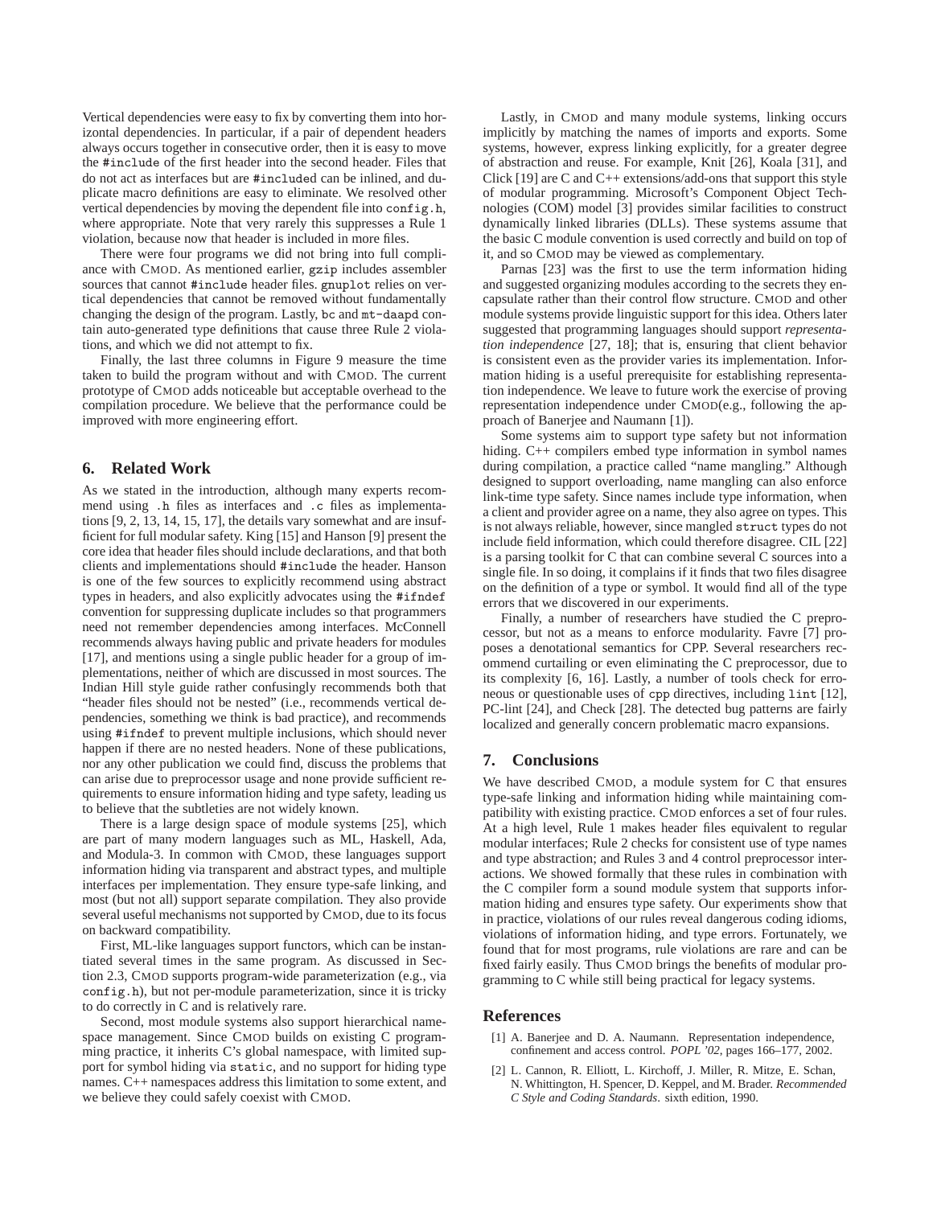Vertical dependencies were easy to fix by converting them into horizontal dependencies. In particular, if a pair of dependent headers always occurs together in consecutive order, then it is easy to move the `#include` of the first header into the second header. Files that do not act as interfaces but are `#include`d can be inlined, and duplicate macro definitions are easy to eliminate. We resolved other vertical dependencies by moving the dependent file into `config.h`, where appropriate. Note that very rarely this suppresses a Rule 1 violation, because now that header is included in more files.

There were four programs we did not bring into full compliance with CMOD. As mentioned earlier, `gzip` includes assembler sources that cannot `#include` header files. `gnuplot` relies on vertical dependencies that cannot be removed without fundamentally changing the design of the program. Lastly, `bc` and `mt-daapd` contain auto-generated type definitions that cause three Rule 2 violations, and which we did not attempt to fix.

Finally, the last three columns in Figure 9 measure the time taken to build the program without and with CMOD. The current prototype of CMOD adds noticeable but acceptable overhead to the compilation procedure. We believe that the performance could be improved with more engineering effort.

## 6. Related Work

As we stated in the introduction, although many experts recommend using `.h` files as interfaces and `.c` files as implementations [9, 2, 13, 14, 15, 17], the details vary somewhat and are insufficient for full modular safety. King [15] and Hanson [9] present the core idea that header files should include declarations, and that both clients and implementations should `#include` the header. Hanson is one of the few sources to explicitly recommend using abstract types in headers, and also explicitly advocates using the `#ifndef` convention for suppressing duplicate includes so that programmers need not remember dependencies among interfaces. McConnell recommends always having public and private headers for modules [17], and mentions using a single public header for a group of implementations, neither of which are discussed in most sources. The Indian Hill style guide rather confusingly recommends both that "header files should not be nested" (i.e., recommends vertical dependencies, something we think is bad practice), and recommends using `#ifndef` to prevent multiple inclusions, which should never happen if there are no nested headers. None of these publications, nor any other publication we could find, discuss the problems that can arise due to preprocessor usage and none provide sufficient requirements to ensure information hiding and type safety, leading us to believe that the subtleties are not widely known.

There is a large design space of module systems [25], which are part of many modern languages such as ML, Haskell, Ada, and Modula-3. In common with CMOD, these languages support information hiding via transparent and abstract types, and multiple interfaces per implementation. They ensure type-safe linking, and most (but not all) support separate compilation. They also provide several useful mechanisms not supported by CMOD, due to its focus on backward compatibility.

First, ML-like languages support functors, which can be instantiated several times in the same program. As discussed in Section 2.3, CMOD supports program-wide parameterization (e.g., via `config.h`), but not per-module parameterization, since it is tricky to do correctly in C and is relatively rare.

Second, most module systems also support hierarchical namespace management. Since CMOD builds on existing C programming practice, it inherits C's global namespace, with limited support for symbol hiding via `static`, and no support for hiding type names. C++ namespaces address this limitation to some extent, and we believe they could safely coexist with CMOD.

Lastly, in CMOD and many module systems, linking occurs implicitly by matching the names of imports and exports. Some systems, however, express linking explicitly, for a greater degree of abstraction and reuse. For example, Knit [26], Koala [31], and Click [19] are C and C++ extensions/add-ons that support this style of modular programming. Microsoft's Component Object Technologies (COM) model [3] provides similar facilities to construct dynamically linked libraries (DLLs). These systems assume that the basic C module convention is used correctly and build on top of it, and so CMOD may be viewed as complementary.

Parnas [23] was the first to use the term information hiding and suggested organizing modules according to the secrets they encapsulate rather than their control flow structure. CMOD and other module systems provide linguistic support for this idea. Others later suggested that programming languages should support *representation independence* [27, 18]; that is, ensuring that client behavior is consistent even as the provider varies its implementation. Information hiding is a useful prerequisite for establishing representation independence. We leave to future work the exercise of proving representation independence under CMOD(e.g., following the approach of Banerjee and Naumann [1]).

Some systems aim to support type safety but not information hiding. C++ compilers embed type information in symbol names during compilation, a practice called "name mangling." Although designed to support overloading, name mangling can also enforce link-time type safety. Since names include type information, when a client and provider agree on a name, they also agree on types. This is not always reliable, however, since mangled `struct` types do not include field information, which could therefore disagree. CIL [22] is a parsing toolkit for C that can combine several C sources into a single file. In so doing, it complains if it finds that two files disagree on the definition of a type or symbol. It would find all of the type errors that we discovered in our experiments.

Finally, a number of researchers have studied the C preprocessor, but not as a means to enforce modularity. Favre [7] proposes a denotational semantics for CPP. Several researchers recommend curtailing or even eliminating the C preprocessor, due to its complexity [6, 16]. Lastly, a number of tools check for erroneous or questionable uses of `cpp` directives, including `lint` [12], PC-lint [24], and Check [28]. The detected bug patterns are fairly localized and generally concern problematic macro expansions.

## 7. Conclusions

We have described CMOD, a module system for C that ensures type-safe linking and information hiding while maintaining compatibility with existing practice. CMOD enforces a set of four rules. At a high level, Rule 1 makes header files equivalent to regular modular interfaces; Rule 2 checks for consistent use of type names and type abstraction; and Rules 3 and 4 control preprocessor interactions. We showed formally that these rules in combination with the C compiler form a sound module system that supports information hiding and ensures type safety. Our experiments show that in practice, violations of our rules reveal dangerous coding idioms, violations of information hiding, and type errors. Fortunately, we found that for most programs, rule violations are rare and can be fixed fairly easily. Thus CMOD brings the benefits of modular programming to C while still being practical for legacy systems.

## References

[1] A. Banerjee and D. A. Naumann. Representation independence, confinement and access control. *POPL '02*, pages 166–177, 2002.

[2] L. Cannon, R. Elliott, L. Kirchoff, J. Miller, R. Mitze, E. Schan, N. Whittington, H. Spencer, D. Keppel, and M. Brader. *Recommended C Style and Coding Standards*. sixth edition, 1990.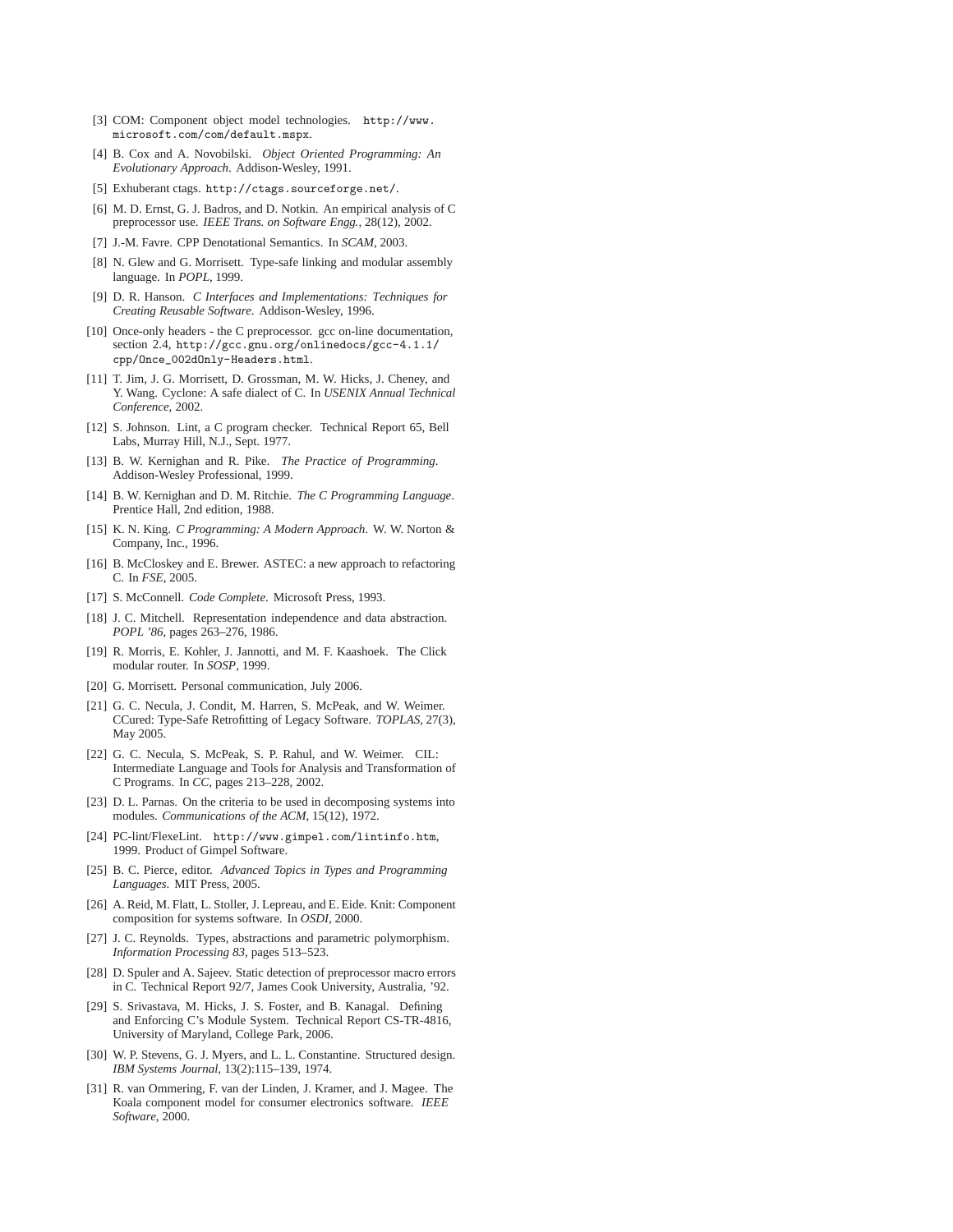[3] COM: Component object model technologies. http://www.microsoft.com/com/default.mspx.

[4] B. Cox and A. Novobilski. *Object Oriented Programming: An Evolutionary Approach*. Addison-Wesley, 1991.

[5] Exhuberant ctags. http://ctags.sourceforge.net/.

[6] M. D. Ernst, G. J. Badros, and D. Notkin. An empirical analysis of C preprocessor use. *IEEE Trans. on Software Engg.*, 28(12), 2002.

[7] J.-M. Favre. CPP Denotational Semantics. In *SCAM*, 2003.

[8] N. Glew and G. Morrisett. Type-safe linking and modular assembly language. In *POPL*, 1999.

[9] D. R. Hanson. *C Interfaces and Implementations: Techniques for Creating Reusable Software*. Addison-Wesley, 1996.

[10] Once-only headers - the C preprocessor. gcc on-line documentation, section 2.4, http://gcc.gnu.org/onlinedocs/gcc-4.1.1/cpp/Once_002dOnly-Headers.html.

[11] T. Jim, J. G. Morrisett, D. Grossman, M. W. Hicks, J. Cheney, and Y. Wang. Cyclone: A safe dialect of C. In *USENIX Annual Technical Conference*, 2002.

[12] S. Johnson. Lint, a C program checker. Technical Report 65, Bell Labs, Murray Hill, N.J., Sept. 1977.

[13] B. W. Kernighan and R. Pike. *The Practice of Programming*. Addison-Wesley Professional, 1999.

[14] B. W. Kernighan and D. M. Ritchie. *The C Programming Language*. Prentice Hall, 2nd edition, 1988.

[15] K. N. King. *C Programming: A Modern Approach*. W. W. Norton & Company, Inc., 1996.

[16] B. McCloskey and E. Brewer. ASTEC: a new approach to refactoring C. In *FSE*, 2005.

[17] S. McConnell. *Code Complete*. Microsoft Press, 1993.

[18] J. C. Mitchell. Representation independence and data abstraction. *POPL '86*, pages 263–276, 1986.

[19] R. Morris, E. Kohler, J. Jannotti, and M. F. Kaashoek. The Click modular router. In *SOSP*, 1999.

[20] G. Morrisett. Personal communication, July 2006.

[21] G. C. Necula, J. Condit, M. Harren, S. McPeak, and W. Weimer. CCured: Type-Safe Retrofitting of Legacy Software. *TOPLAS*, 27(3), May 2005.

[22] G. C. Necula, S. McPeak, S. P. Rahul, and W. Weimer. CIL: Intermediate Language and Tools for Analysis and Transformation of C Programs. In *CC*, pages 213–228, 2002.

[23] D. L. Parnas. On the criteria to be used in decomposing systems into modules. *Communications of the ACM*, 15(12), 1972.

[24] PC-lint/FlexeLint. http://www.gimpel.com/lintinfo.htm, 1999. Product of Gimpel Software.

[25] B. C. Pierce, editor. *Advanced Topics in Types and Programming Languages*. MIT Press, 2005.

[26] A. Reid, M. Flatt, L. Stoller, J. Lepreau, and E. Eide. Knit: Component composition for systems software. In *OSDI*, 2000.

[27] J. C. Reynolds. Types, abstractions and parametric polymorphism. *Information Processing 83*, pages 513–523.

[28] D. Spuler and A. Sajeev. Static detection of preprocessor macro errors in C. Technical Report 92/7, James Cook University, Australia, '92.

[29] S. Srivastava, M. Hicks, J. S. Foster, and B. Kanagal. Defining and Enforcing C's Module System. Technical Report CS-TR-4816, University of Maryland, College Park, 2006.

[30] W. P. Stevens, G. J. Myers, and L. L. Constantine. Structured design. *IBM Systems Journal*, 13(2):115–139, 1974.

[31] R. van Ommering, F. van der Linden, J. Kramer, and J. Magee. The Koala component model for consumer electronics software. *IEEE Software*, 2000.